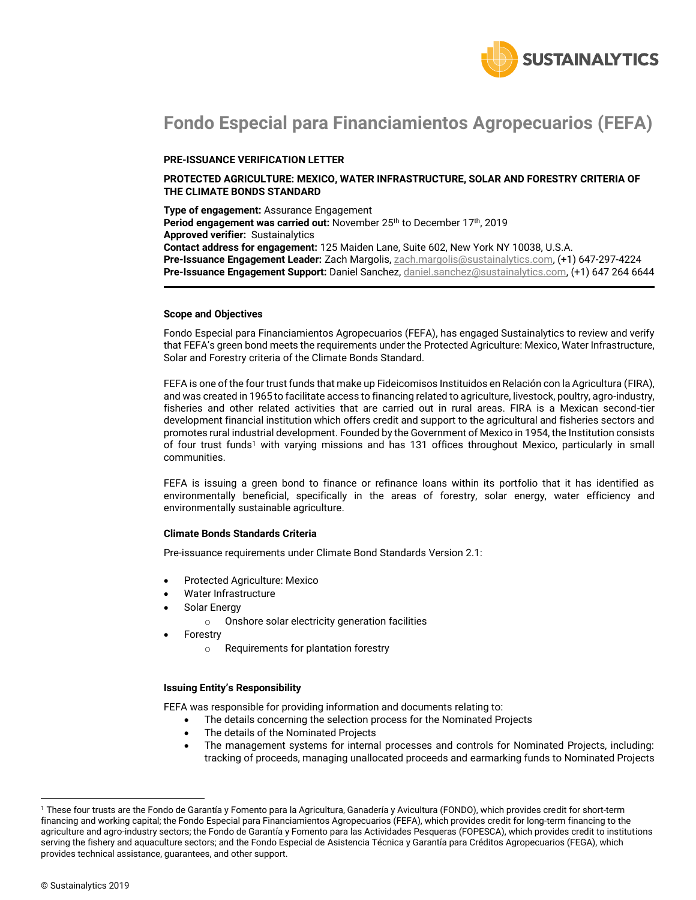# Fondo Especial para Financiamientos Agropecuarios (FEFA)

**PRE-ISSUANCE VERIFICATION LETTER**

**PROTECTED AGRICULTURE: MEXICO, WATER INFRASTRUCTURE, SOLAR AND FORESTRY CRITERIA OF THE CLIMATE BONDS STANDARD**

**Type of engagement:** Assurance Engagement
**Period engagement was carried out:** November 25th to December 17th, 2019
**Approved verifier:** Sustainalytics
**Contact address for engagement:** 125 Maiden Lane, Suite 602, New York NY 10038, U.S.A.
**Pre-Issuance Engagement Leader:** Zach Margolis, zach.margolis@sustainalytics.com, (+1) 647-297-4224
**Pre-Issuance Engagement Support:** Daniel Sanchez, daniel.sanchez@sustainalytics.com, (+1) 647 264 6644

---

### Scope and Objectives

Fondo Especial para Financiamientos Agropecuarios (FEFA), has engaged Sustainalytics to review and verify that FEFA's green bond meets the requirements under the Protected Agriculture: Mexico, Water Infrastructure, Solar and Forestry criteria of the Climate Bonds Standard.

FEFA is one of the four trust funds that make up Fideicomisos Instituidos en Relación con la Agricultura (FIRA), and was created in 1965 to facilitate access to financing related to agriculture, livestock, poultry, agro-industry, fisheries and other related activities that are carried out in rural areas. FIRA is a Mexican second-tier development financial institution which offers credit and support to the agricultural and fisheries sectors and promotes rural industrial development. Founded by the Government of Mexico in 1954, the Institution consists of four trust funds[1] with varying missions and has 131 offices throughout Mexico, particularly in small communities.

FEFA is issuing a green bond to finance or refinance loans within its portfolio that it has identified as environmentally beneficial, specifically in the areas of forestry, solar energy, water efficiency and environmentally sustainable agriculture.

### Climate Bonds Standards Criteria

Pre-issuance requirements under Climate Bond Standards Version 2.1:

- Protected Agriculture: Mexico
- Water Infrastructure
- Solar Energy
  - Onshore solar electricity generation facilities
- Forestry
  - Requirements for plantation forestry

### Issuing Entity's Responsibility

FEFA was responsible for providing information and documents relating to:

- The details concerning the selection process for the Nominated Projects
- The details of the Nominated Projects
- The management systems for internal processes and controls for Nominated Projects, including: tracking of proceeds, managing unallocated proceeds and earmarking funds to Nominated Projects

---

[1] These four trusts are the Fondo de Garantía y Fomento para la Agricultura, Ganadería y Avicultura (FONDO), which provides credit for short-term financing and working capital; the Fondo Especial para Financiamientos Agropecuarios (FEFA), which provides credit for long-term financing to the agriculture and agro-industry sectors; the Fondo de Garantía y Fomento para las Actividades Pesqueras (FOPESCA), which provides credit to institutions serving the fishery and aquaculture sectors; and the Fondo Especial de Asistencia Técnica y Garantía para Créditos Agropecuarios (FEGA), which provides technical assistance, guarantees, and other support.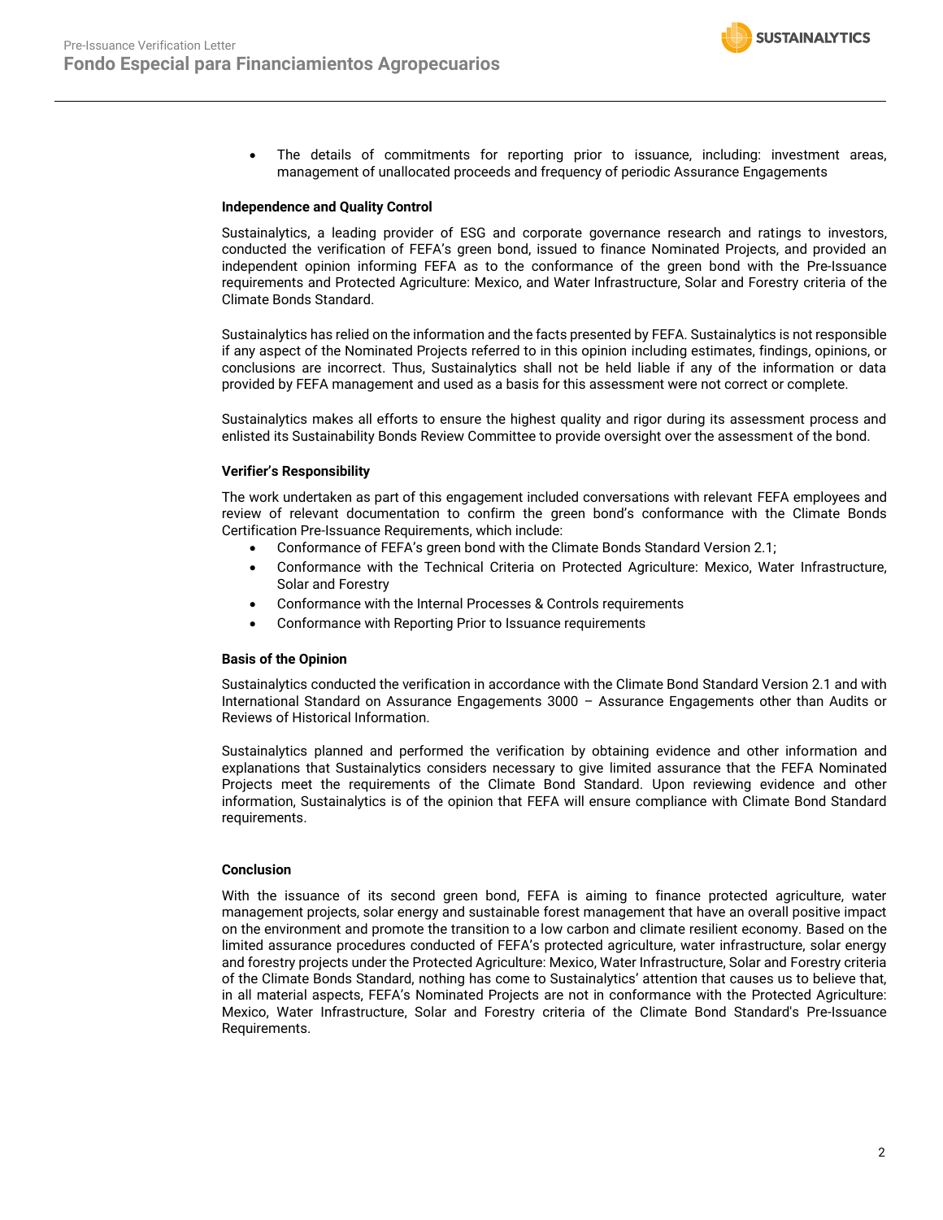- The details of commitments for reporting prior to issuance, including: investment areas, management of unallocated proceeds and frequency of periodic Assurance Engagements

**Independence and Quality Control**

Sustainalytics, a leading provider of ESG and corporate governance research and ratings to investors, conducted the verification of FEFA's green bond, issued to finance Nominated Projects, and provided an independent opinion informing FEFA as to the conformance of the green bond with the Pre-Issuance requirements and Protected Agriculture: Mexico, and Water Infrastructure, Solar and Forestry criteria of the Climate Bonds Standard.

Sustainalytics has relied on the information and the facts presented by FEFA. Sustainalytics is not responsible if any aspect of the Nominated Projects referred to in this opinion including estimates, findings, opinions, or conclusions are incorrect. Thus, Sustainalytics shall not be held liable if any of the information or data provided by FEFA management and used as a basis for this assessment were not correct or complete.

Sustainalytics makes all efforts to ensure the highest quality and rigor during its assessment process and enlisted its Sustainability Bonds Review Committee to provide oversight over the assessment of the bond.

**Verifier's Responsibility**

The work undertaken as part of this engagement included conversations with relevant FEFA employees and review of relevant documentation to confirm the green bond's conformance with the Climate Bonds Certification Pre-Issuance Requirements, which include:

- Conformance of FEFA's green bond with the Climate Bonds Standard Version 2.1;
- Conformance with the Technical Criteria on Protected Agriculture: Mexico, Water Infrastructure, Solar and Forestry
- Conformance with the Internal Processes & Controls requirements
- Conformance with Reporting Prior to Issuance requirements

**Basis of the Opinion**

Sustainalytics conducted the verification in accordance with the Climate Bond Standard Version 2.1 and with International Standard on Assurance Engagements 3000 – Assurance Engagements other than Audits or Reviews of Historical Information.

Sustainalytics planned and performed the verification by obtaining evidence and other information and explanations that Sustainalytics considers necessary to give limited assurance that the FEFA Nominated Projects meet the requirements of the Climate Bond Standard. Upon reviewing evidence and other information, Sustainalytics is of the opinion that FEFA will ensure compliance with Climate Bond Standard requirements.

**Conclusion**

With the issuance of its second green bond, FEFA is aiming to finance protected agriculture, water management projects, solar energy and sustainable forest management that have an overall positive impact on the environment and promote the transition to a low carbon and climate resilient economy. Based on the limited assurance procedures conducted of FEFA's protected agriculture, water infrastructure, solar energy and forestry projects under the Protected Agriculture: Mexico, Water Infrastructure, Solar and Forestry criteria of the Climate Bonds Standard, nothing has come to Sustainalytics' attention that causes us to believe that, in all material aspects, FEFA's Nominated Projects are not in conformance with the Protected Agriculture: Mexico, Water Infrastructure, Solar and Forestry criteria of the Climate Bond Standard's Pre-Issuance Requirements.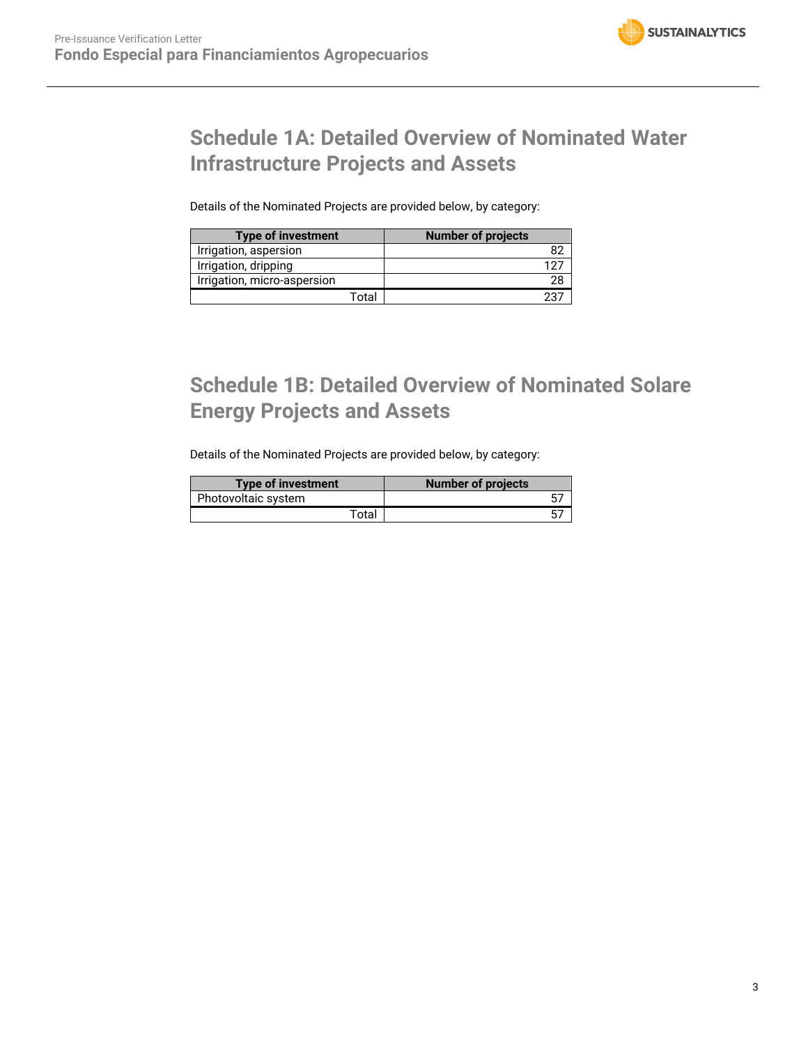# Schedule 1A: Detailed Overview of Nominated Water Infrastructure Projects and Assets

Details of the Nominated Projects are provided below, by category:

| Type of investment | Number of projects |
|---|---|
| Irrigation, aspersion | 82 |
| Irrigation, dripping | 127 |
| Irrigation, micro-aspersion | 28 |
| Total | 237 |

# Schedule 1B: Detailed Overview of Nominated Solare Energy Projects and Assets

Details of the Nominated Projects are provided below, by category:

| Type of investment | Number of projects |
|---|---|
| Photovoltaic system | 57 |
| Total | 57 |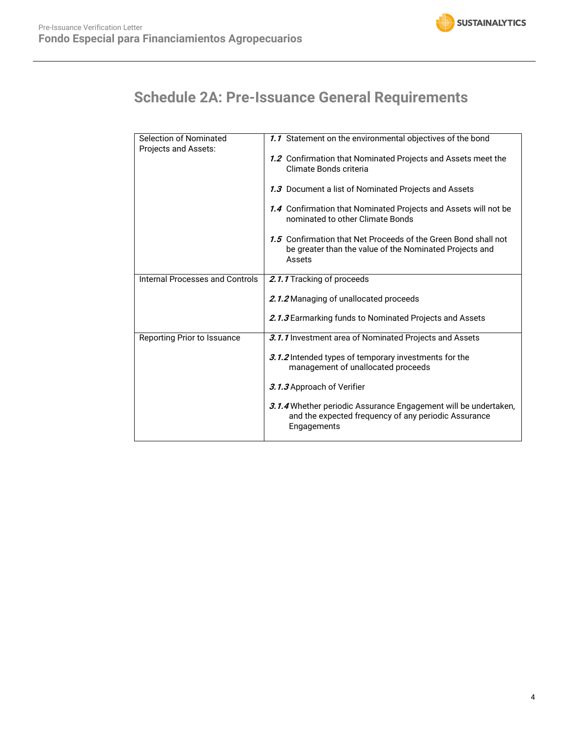# Schedule 2A: Pre-Issuance General Requirements

| | |
|---|---|
| Selection of Nominated Projects and Assets: | ***1.1*** Statement on the environmental objectives of the bond<br><br>***1.2*** Confirmation that Nominated Projects and Assets meet the Climate Bonds criteria<br><br>***1.3*** Document a list of Nominated Projects and Assets<br><br>***1.4*** Confirmation that Nominated Projects and Assets will not be nominated to other Climate Bonds<br><br>***1.5*** Confirmation that Net Proceeds of the Green Bond shall not be greater than the value of the Nominated Projects and Assets |
| Internal Processes and Controls | ***2.1.1*** Tracking of proceeds<br><br>***2.1.2*** Managing of unallocated proceeds<br><br>***2.1.3*** Earmarking funds to Nominated Projects and Assets |
| Reporting Prior to Issuance | ***3.1.1*** Investment area of Nominated Projects and Assets<br><br>***3.1.2*** Intended types of temporary investments for the management of unallocated proceeds<br><br>***3.1.3*** Approach of Verifier<br><br>***3.1.4*** Whether periodic Assurance Engagement will be undertaken, and the expected frequency of any periodic Assurance Engagements |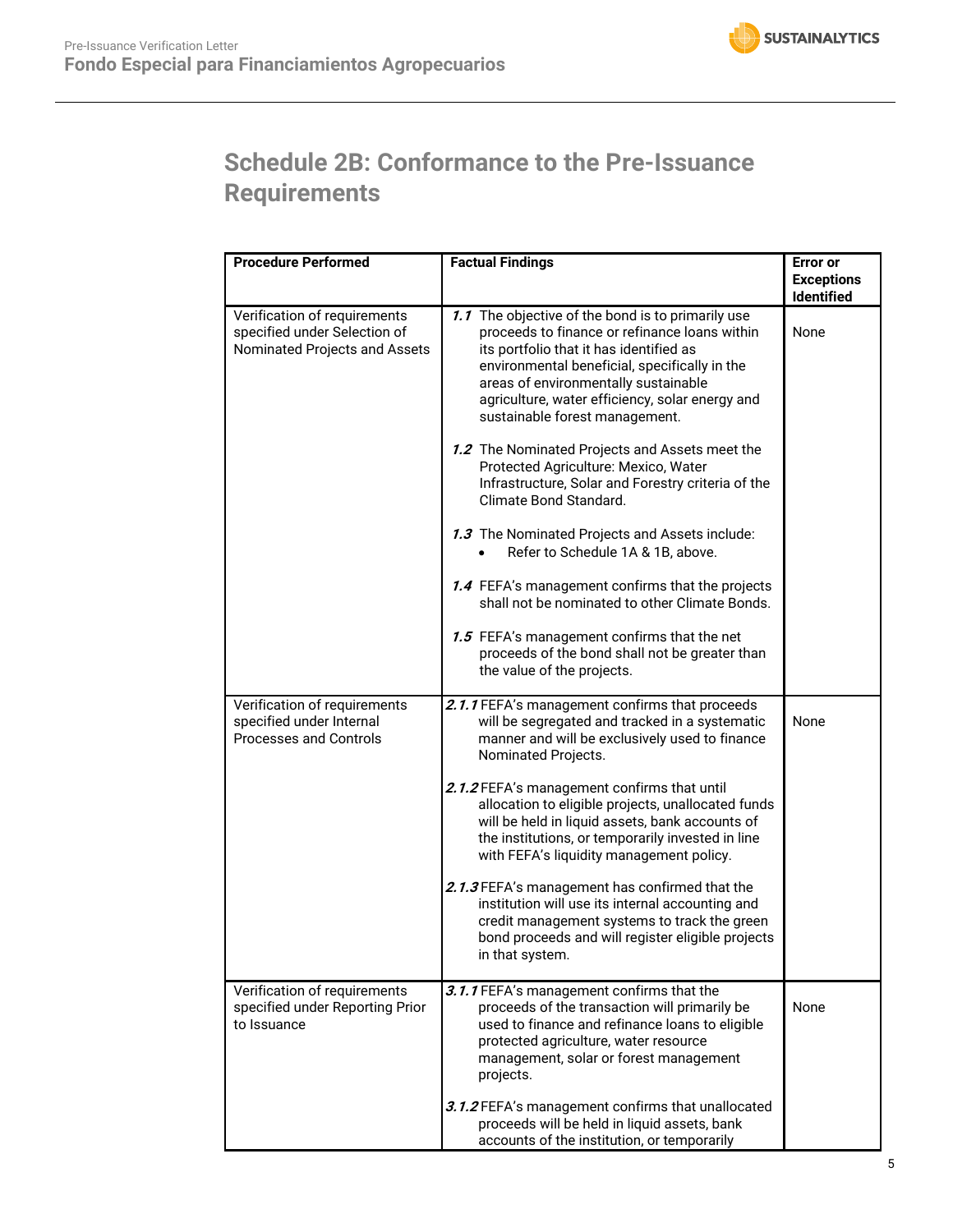## Schedule 2B: Conformance to the Pre-Issuance Requirements

| Procedure Performed | Factual Findings | Error or Exceptions Identified |
|---|---|---|
| Verification of requirements specified under Selection of Nominated Projects and Assets | ***1.1*** The objective of the bond is to primarily use proceeds to finance or refinance loans within its portfolio that it has identified as environmental beneficial, specifically in the areas of environmentally sustainable agriculture, water efficiency, solar energy and sustainable forest management.<br><br>***1.2*** The Nominated Projects and Assets meet the Protected Agriculture: Mexico, Water Infrastructure, Solar and Forestry criteria of the Climate Bond Standard.<br><br>***1.3*** The Nominated Projects and Assets include:<br>• Refer to Schedule 1A & 1B, above.<br><br>***1.4*** FEFA's management confirms that the projects shall not be nominated to other Climate Bonds.<br><br>***1.5*** FEFA's management confirms that the net proceeds of the bond shall not be greater than the value of the projects. | None |
| Verification of requirements specified under Internal Processes and Controls | ***2.1.1*** FEFA's management confirms that proceeds will be segregated and tracked in a systematic manner and will be exclusively used to finance Nominated Projects.<br><br>***2.1.2*** FEFA's management confirms that until allocation to eligible projects, unallocated funds will be held in liquid assets, bank accounts of the institutions, or temporarily invested in line with FEFA's liquidity management policy.<br><br>***2.1.3*** FEFA's management has confirmed that the institution will use its internal accounting and credit management systems to track the green bond proceeds and will register eligible projects in that system. | None |
| Verification of requirements specified under Reporting Prior to Issuance | ***3.1.1*** FEFA's management confirms that the proceeds of the transaction will primarily be used to finance and refinance loans to eligible protected agriculture, water resource management, solar or forest management projects.<br><br>***3.1.2*** FEFA's management confirms that unallocated proceeds will be held in liquid assets, bank accounts of the institution, or temporarily | None |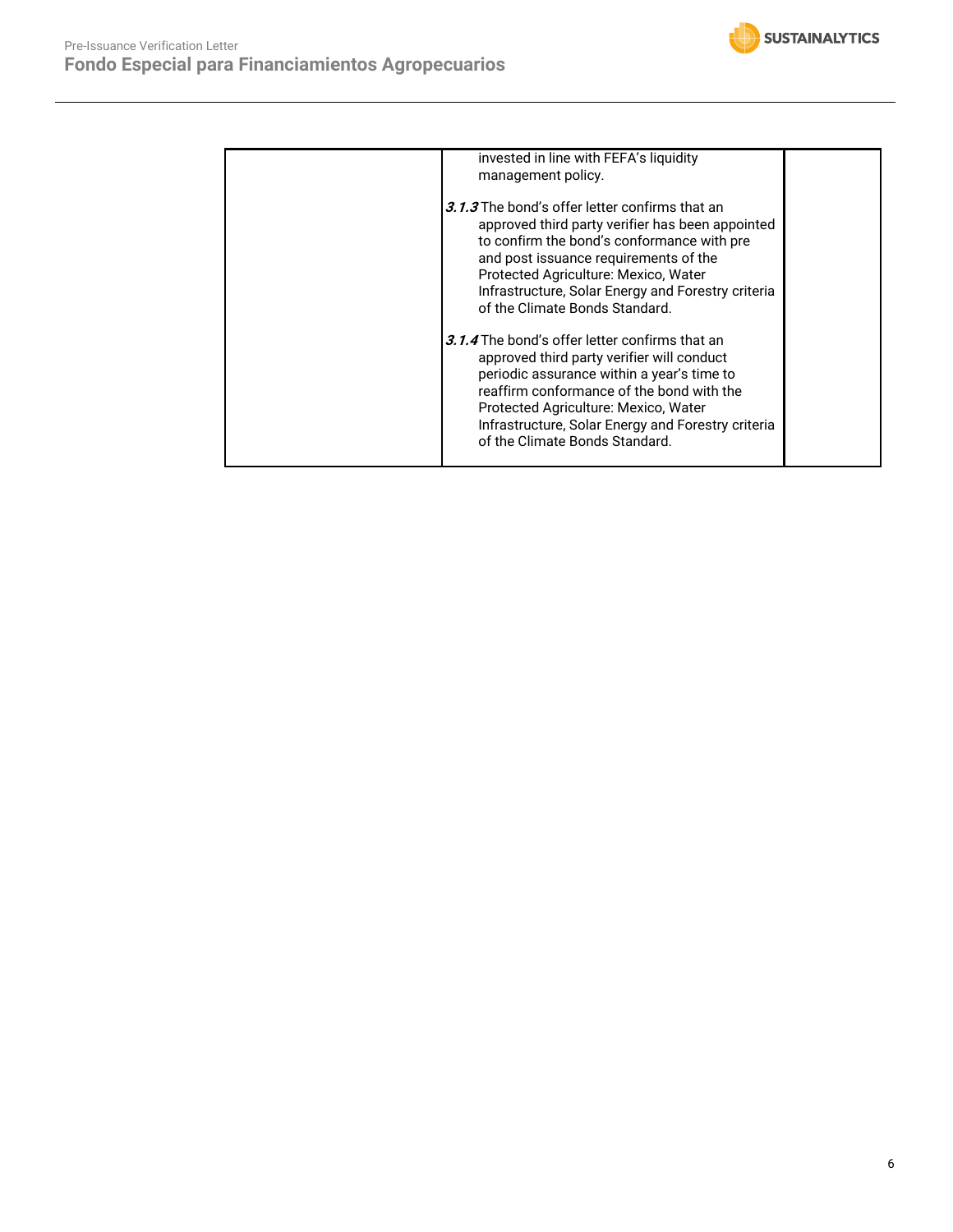|  |  |  |
|---|---|---|
|  | invested in line with FEFA's liquidity management policy.<br><br>***3.1.3*** The bond's offer letter confirms that an approved third party verifier has been appointed to confirm the bond's conformance with pre and post issuance requirements of the Protected Agriculture: Mexico, Water Infrastructure, Solar Energy and Forestry criteria of the Climate Bonds Standard.<br><br>***3.1.4*** The bond's offer letter confirms that an approved third party verifier will conduct periodic assurance within a year's time to reaffirm conformance of the bond with the Protected Agriculture: Mexico, Water Infrastructure, Solar Energy and Forestry criteria of the Climate Bonds Standard. |  |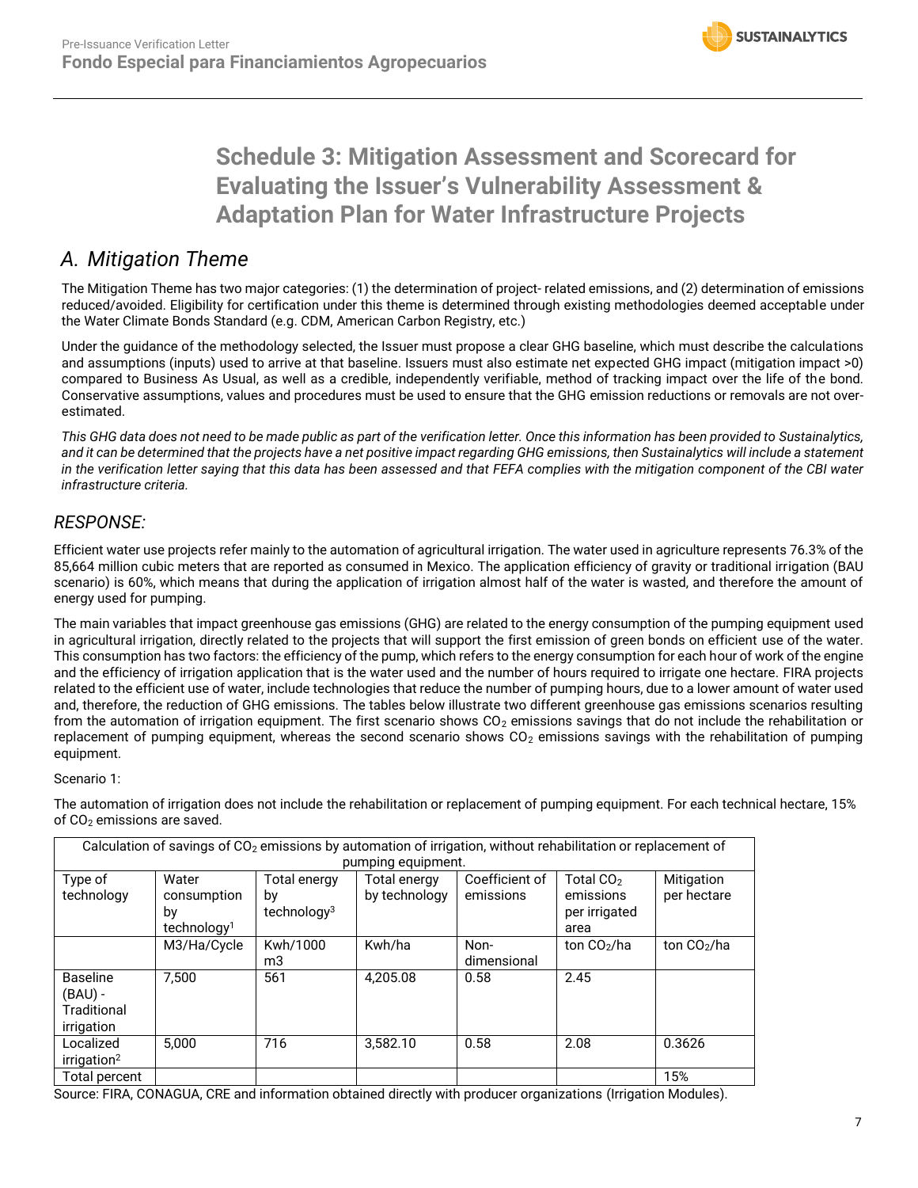# Schedule 3: Mitigation Assessment and Scorecard for Evaluating the Issuer's Vulnerability Assessment & Adaptation Plan for Water Infrastructure Projects

## A. Mitigation Theme

The Mitigation Theme has two major categories: (1) the determination of project- related emissions, and (2) determination of emissions reduced/avoided. Eligibility for certification under this theme is determined through existing methodologies deemed acceptable under the Water Climate Bonds Standard (e.g. CDM, American Carbon Registry, etc.)

Under the guidance of the methodology selected, the Issuer must propose a clear GHG baseline, which must describe the calculations and assumptions (inputs) used to arrive at that baseline. Issuers must also estimate net expected GHG impact (mitigation impact >0) compared to Business As Usual, as well as a credible, independently verifiable, method of tracking impact over the life of the bond. Conservative assumptions, values and procedures must be used to ensure that the GHG emission reductions or removals are not over-estimated.

*This GHG data does not need to be made public as part of the verification letter. Once this information has been provided to Sustainalytics, and it can be determined that the projects have a net positive impact regarding GHG emissions, then Sustainalytics will include a statement in the verification letter saying that this data has been assessed and that FEFA complies with the mitigation component of the CBI water infrastructure criteria.*

### RESPONSE:

Efficient water use projects refer mainly to the automation of agricultural irrigation. The water used in agriculture represents 76.3% of the 85,664 million cubic meters that are reported as consumed in Mexico. The application efficiency of gravity or traditional irrigation (BAU scenario) is 60%, which means that during the application of irrigation almost half of the water is wasted, and therefore the amount of energy used for pumping.

The main variables that impact greenhouse gas emissions (GHG) are related to the energy consumption of the pumping equipment used in agricultural irrigation, directly related to the projects that will support the first emission of green bonds on efficient use of the water. This consumption has two factors: the efficiency of the pump, which refers to the energy consumption for each hour of work of the engine and the efficiency of irrigation application that is the water used and the number of hours required to irrigate one hectare. FIRA projects related to the efficient use of water, include technologies that reduce the number of pumping hours, due to a lower amount of water used and, therefore, the reduction of GHG emissions. The tables below illustrate two different greenhouse gas emissions scenarios resulting from the automation of irrigation equipment. The first scenario shows $CO_2$ emissions savings that do not include the rehabilitation or replacement of pumping equipment, whereas the second scenario shows $CO_2$ emissions savings with the rehabilitation of pumping equipment.

Scenario 1:

The automation of irrigation does not include the rehabilitation or replacement of pumping equipment. For each technical hectare, 15% of $CO_2$ emissions are saved.

| Calculation of savings of $CO_2$ emissions by automation of irrigation, without rehabilitation or replacement of pumping equipment. | | | | | | |
|---|---|---|---|---|---|---|
| Type of technology | Water consumption by technology[1] | Total energy by technology[3] | Total energy by technology | Coefficient of emissions | Total $CO_2$ emissions per irrigated area | Mitigation per hectare |
| | M3/Ha/Cycle | Kwh/1000 m3 | Kwh/ha | Non-dimensional | ton $CO_2$/ha | ton $CO_2$/ha |
| Baseline (BAU) - Traditional irrigation | 7,500 | 561 | 4,205.08 | 0.58 | 2.45 | |
| Localized irrigation[2] | 5,000 | 716 | 3,582.10 | 0.58 | 2.08 | 0.3626 |
| Total percent | | | | | | 15% |

Source: FIRA, CONAGUA, CRE and information obtained directly with producer organizations (Irrigation Modules).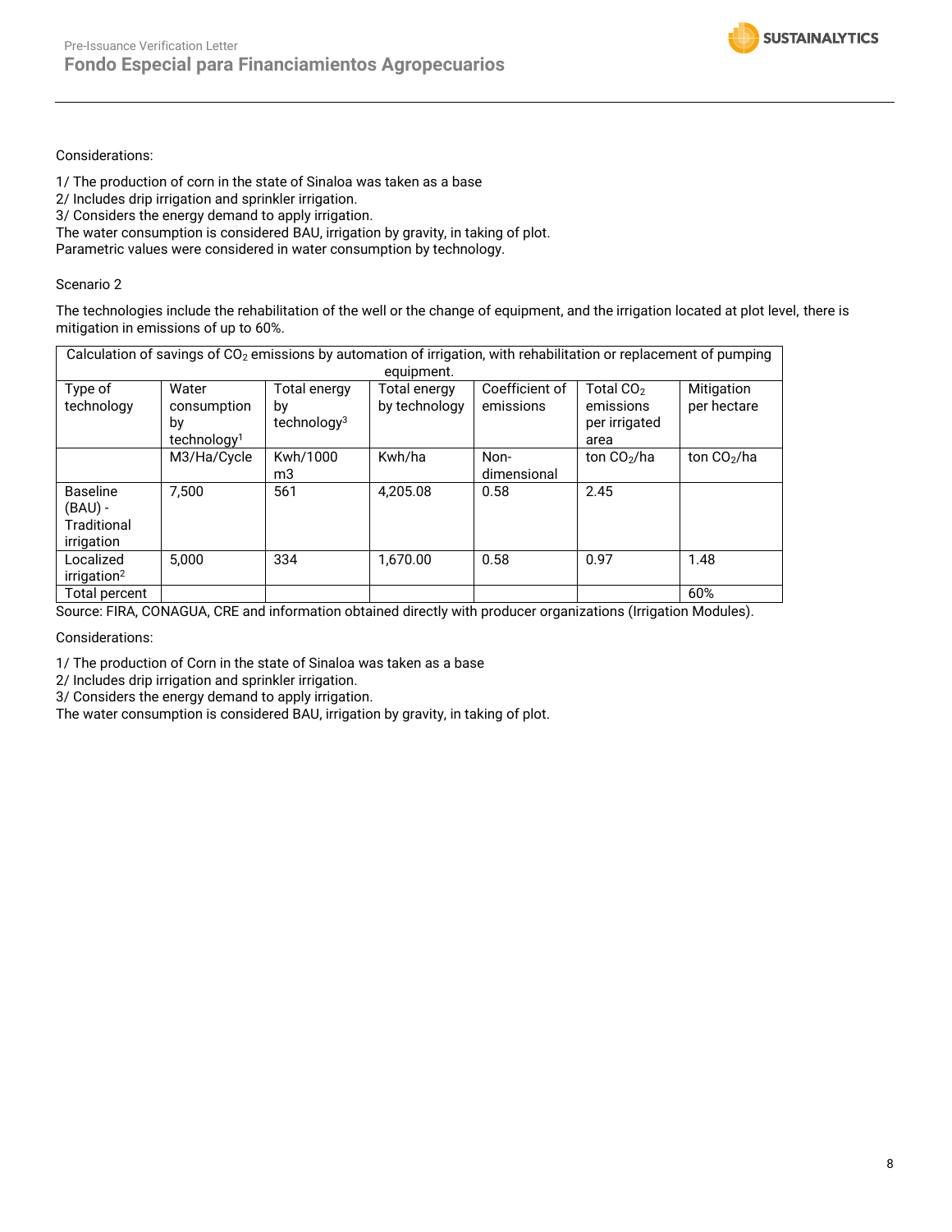Considerations:

1/ The production of corn in the state of Sinaloa was taken as a base
2/ Includes drip irrigation and sprinkler irrigation.
3/ Considers the energy demand to apply irrigation.
The water consumption is considered BAU, irrigation by gravity, in taking of plot.
Parametric values were considered in water consumption by technology.

Scenario 2

The technologies include the rehabilitation of the well or the change of equipment, and the irrigation located at plot level, there is mitigation in emissions of up to 60%.

| Calculation of savings of $CO_2$ emissions by automation of irrigation, with rehabilitation or replacement of pumping equipment. | | | | | | |
|---|---|---|---|---|---|---|
| Type of technology | Water consumption by technology[1] | Total energy by technology[3] | Total energy by technology | Coefficient of emissions | Total $CO_2$ emissions per irrigated area | Mitigation per hectare |
| | M3/Ha/Cycle | Kwh/1000 m3 | Kwh/ha | Non-dimensional | ton $CO_2$/ha | ton $CO_2$/ha |
| Baseline (BAU) - Traditional irrigation | 7,500 | 561 | 4,205.08 | 0.58 | 2.45 | |
| Localized irrigation[2] | 5,000 | 334 | 1,670.00 | 0.58 | 0.97 | 1.48 |
| Total percent | | | | | | 60% |

Source: FIRA, CONAGUA, CRE and information obtained directly with producer organizations (Irrigation Modules).

Considerations:

1/ The production of Corn in the state of Sinaloa was taken as a base
2/ Includes drip irrigation and sprinkler irrigation.
3/ Considers the energy demand to apply irrigation.
The water consumption is considered BAU, irrigation by gravity, in taking of plot.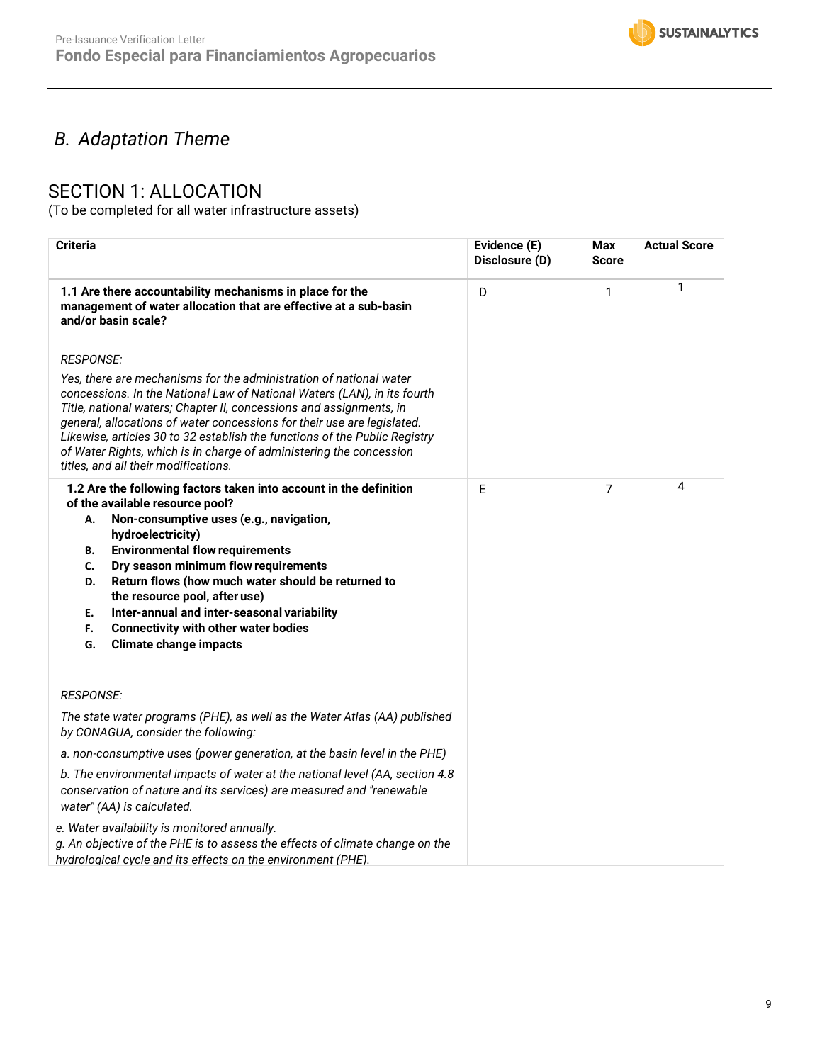## B. Adaptation Theme

## SECTION 1: ALLOCATION

(To be completed for all water infrastructure assets)

| Criteria | Evidence (E) Disclosure (D) | Max Score | Actual Score |
|---|---|---|---|
| **1.1 Are there accountability mechanisms in place for the management of water allocation that are effective at a sub-basin and/or basin scale?**<br><br>*RESPONSE:*<br><br>*Yes, there are mechanisms for the administration of national water concessions. In the National Law of National Waters (LAN), in its fourth Title, national waters; Chapter II, concessions and assignments, in general, allocations of water concessions for their use are legislated. Likewise, articles 30 to 32 establish the functions of the Public Registry of Water Rights, which is in charge of administering the concession titles, and all their modifications.* | D | 1 | 1 |
| **1.2 Are the following factors taken into account in the definition of the available resource pool?**<br>**A. Non-consumptive uses (e.g., navigation, hydroelectricity)**<br>**B. Environmental flow requirements**<br>**C. Dry season minimum flow requirements**<br>**D. Return flows (how much water should be returned to the resource pool, after use)**<br>**E. Inter-annual and inter-seasonal variability**<br>**F. Connectivity with other water bodies**<br>**G. Climate change impacts**<br><br>*RESPONSE:*<br><br>*The state water programs (PHE), as well as the Water Atlas (AA) published by CONAGUA, consider the following:*<br><br>*a. non-consumptive uses (power generation, at the basin level in the PHE)*<br><br>*b. The environmental impacts of water at the national level (AA, section 4.8 conservation of nature and its services) are measured and "renewable water" (AA) is calculated.*<br><br>*e. Water availability is monitored annually.*<br>*g. An objective of the PHE is to assess the effects of climate change on the hydrological cycle and its effects on the environment (PHE).* | E | 7 | 4 |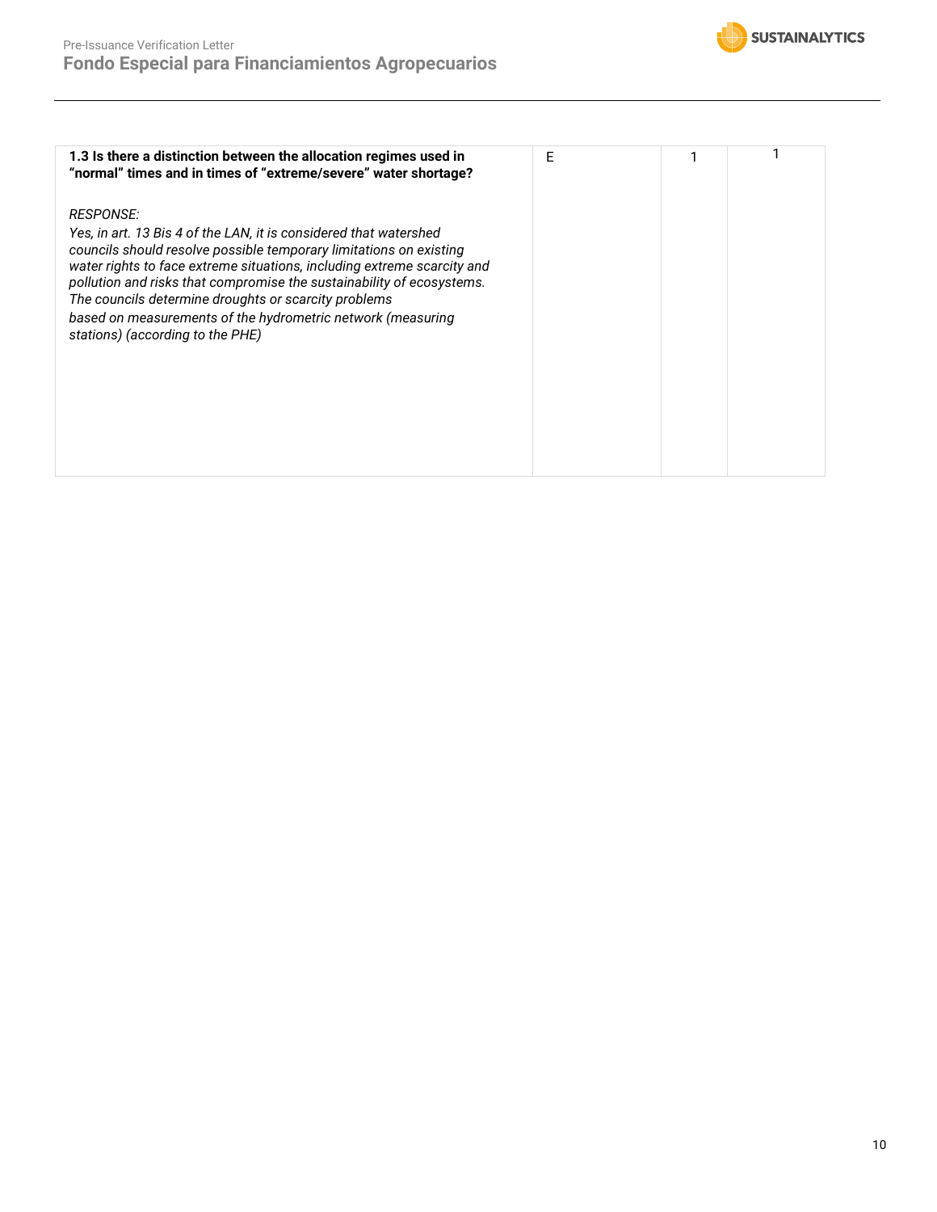| | | | |
|---|---|---|---|
| **1.3 Is there a distinction between the allocation regimes used in "normal" times and in times of "extreme/severe" water shortage?**<br><br>*RESPONSE:*<br>*Yes, in art. 13 Bis 4 of the LAN, it is considered that watershed councils should resolve possible temporary limitations on existing water rights to face extreme situations, including extreme scarcity and pollution and risks that compromise the sustainability of ecosystems. The councils determine droughts or scarcity problems based on measurements of the hydrometric network (measuring stations) (according to the PHE)* | E | 1 | 1 |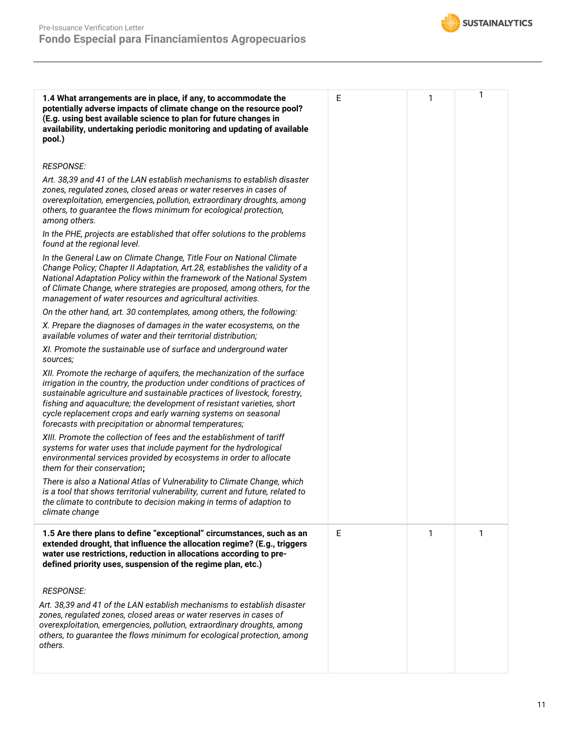| | | | |
|---|---|---|---|
| **1.4 What arrangements are in place, if any, to accommodate the potentially adverse impacts of climate change on the resource pool? (E.g. using best available science to plan for future changes in availability, undertaking periodic monitoring and updating of available pool.)**<br><br>*RESPONSE:*<br>*Art. 38,39 and 41 of the LAN establish mechanisms to establish disaster zones, regulated zones, closed areas or water reserves in cases of overexploitation, emergencies, pollution, extraordinary droughts, among others, to guarantee the flows minimum for ecological protection, among others.*<br>*In the PHE, projects are established that offer solutions to the problems found at the regional level.*<br>*In the General Law on Climate Change, Title Four on National Climate Change Policy; Chapter II Adaptation, Art.28, establishes the validity of a National Adaptation Policy within the framework of the National System of Climate Change, where strategies are proposed, among others, for the management of water resources and agricultural activities.*<br>*On the other hand, art. 30 contemplates, among others, the following:*<br>*X. Prepare the diagnoses of damages in the water ecosystems, on the available volumes of water and their territorial distribution;*<br>*XI. Promote the sustainable use of surface and underground water sources;*<br>*XII. Promote the recharge of aquifers, the mechanization of the surface irrigation in the country, the production under conditions of practices of sustainable agriculture and sustainable practices of livestock, forestry, fishing and aquaculture; the development of resistant varieties, short cycle replacement crops and early warning systems on seasonal forecasts with precipitation or abnormal temperatures;*<br>*XIII. Promote the collection of fees and the establishment of tariff systems for water uses that include payment for the hydrological environmental services provided by ecosystems in order to allocate them for their conservation*;<br>*There is also a National Atlas of Vulnerability to Climate Change, which is a tool that shows territorial vulnerability, current and future, related to the climate to contribute to decision making in terms of adaption to climate change* | E | 1 | 1 |
| **1.5 Are there plans to define "exceptional" circumstances, such as an extended drought, that influence the allocation regime? (E.g., triggers water use restrictions, reduction in allocations according to pre-defined priority uses, suspension of the regime plan, etc.)**<br><br>*RESPONSE:*<br>*Art. 38,39 and 41 of the LAN establish mechanisms to establish disaster zones, regulated zones, closed areas or water reserves in cases of overexploitation, emergencies, pollution, extraordinary droughts, among others, to guarantee the flows minimum for ecological protection, among others.* | E | 1 | 1 |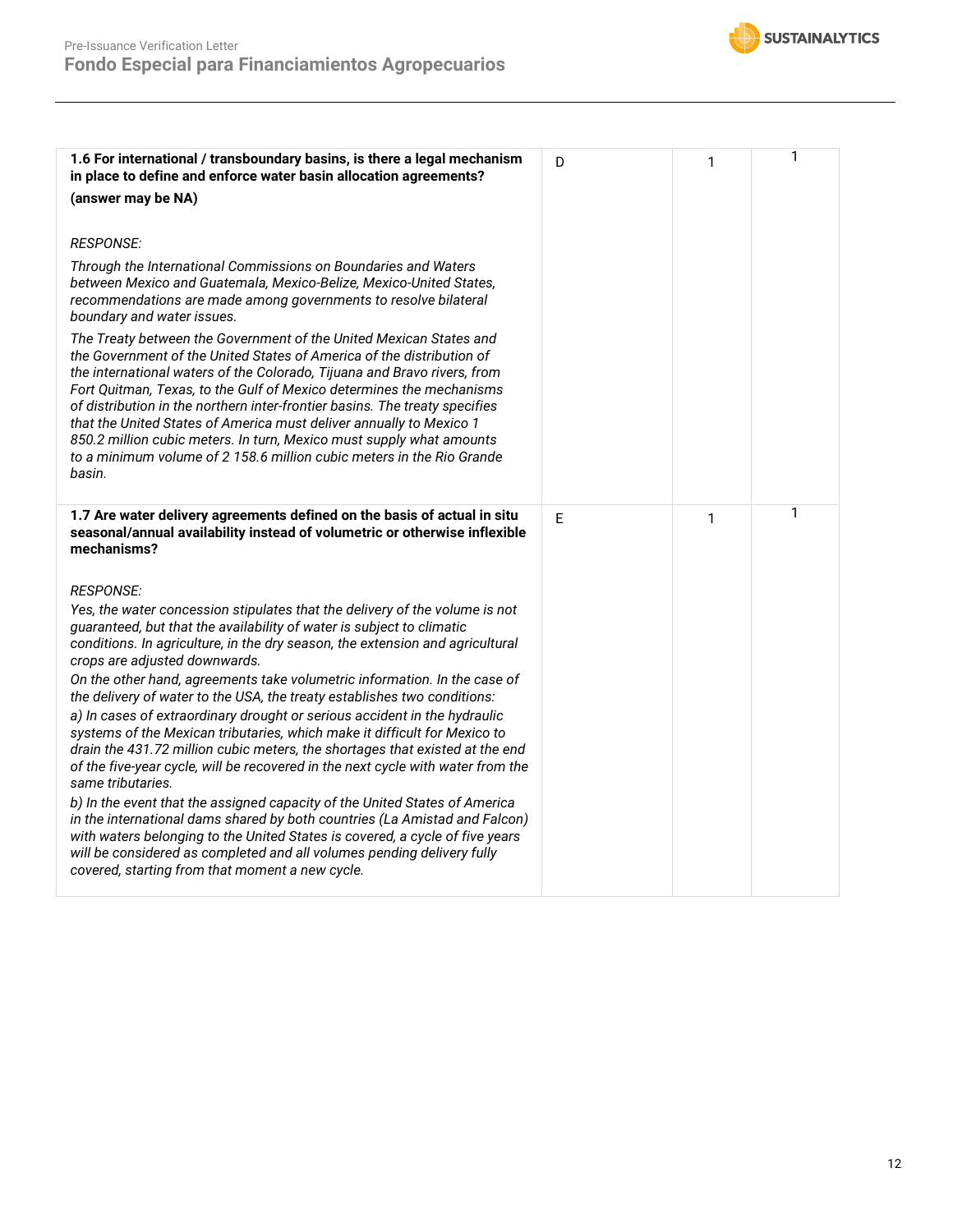| | | | |
|---|---|---|---|
| **1.6 For international / transboundary basins, is there a legal mechanism in place to define and enforce water basin allocation agreements?** **(answer may be NA)** *RESPONSE:* *Through the International Commissions on Boundaries and Waters between Mexico and Guatemala, Mexico-Belize, Mexico-United States, recommendations are made among governments to resolve bilateral boundary and water issues.* *The Treaty between the Government of the United Mexican States and the Government of the United States of America of the distribution of the international waters of the Colorado, Tijuana and Bravo rivers, from Fort Quitman, Texas, to the Gulf of Mexico determines the mechanisms of distribution in the northern inter-frontier basins. The treaty specifies that the United States of America must deliver annually to Mexico 1 850.2 million cubic meters. In turn, Mexico must supply what amounts to a minimum volume of 2 158.6 million cubic meters in the Rio Grande basin.* | D | 1 | 1 |
| **1.7 Are water delivery agreements defined on the basis of actual in situ seasonal/annual availability instead of volumetric or otherwise inflexible mechanisms?** *RESPONSE:* *Yes, the water concession stipulates that the delivery of the volume is not guaranteed, but that the availability of water is subject to climatic conditions. In agriculture, in the dry season, the extension and agricultural crops are adjusted downwards.* *On the other hand, agreements take volumetric information. In the case of the delivery of water to the USA, the treaty establishes two conditions:* *a) In cases of extraordinary drought or serious accident in the hydraulic systems of the Mexican tributaries, which make it difficult for Mexico to drain the 431.72 million cubic meters, the shortages that existed at the end of the five-year cycle, will be recovered in the next cycle with water from the same tributaries.* *b) In the event that the assigned capacity of the United States of America in the international dams shared by both countries (La Amistad and Falcon) with waters belonging to the United States is covered, a cycle of five years will be considered as completed and all volumes pending delivery fully covered, starting from that moment a new cycle.* | E | 1 | 1 |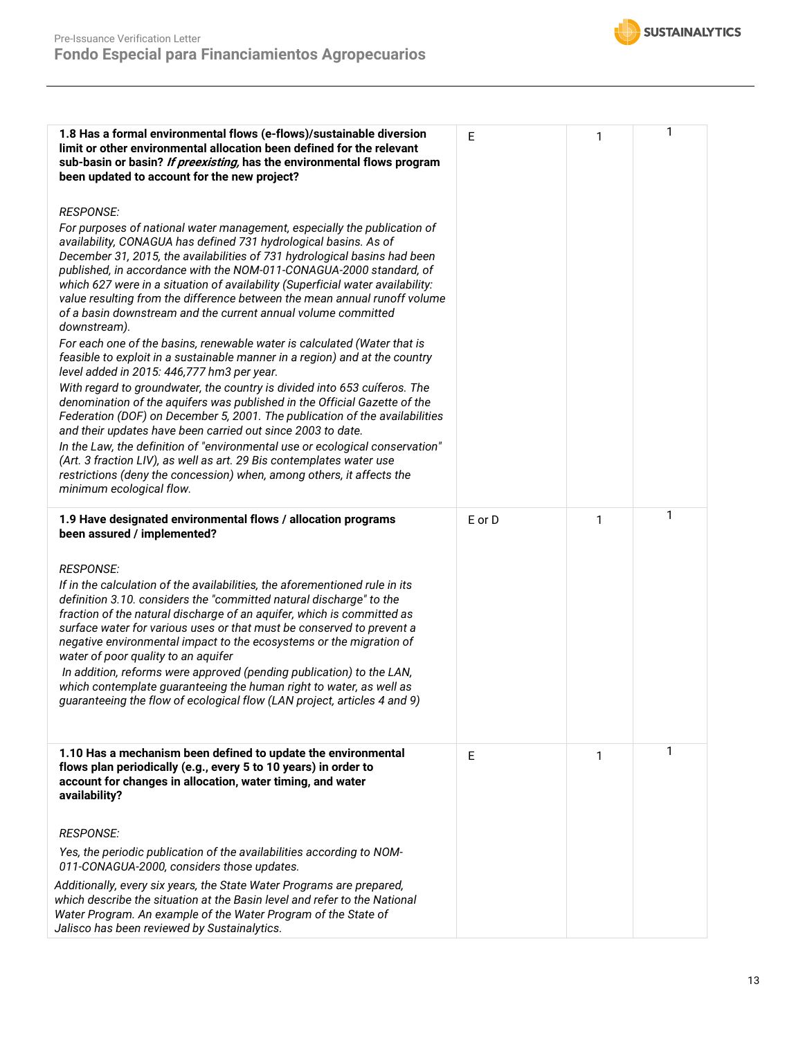| | | | |
|---|---|---|---|
| **1.8 Has a formal environmental flows (e-flows)/sustainable diversion limit or other environmental allocation been defined for the relevant sub-basin or basin? *If preexisting*, has the environmental flows program been updated to account for the new project?**<br><br>*RESPONSE:*<br>*For purposes of national water management, especially the publication of availability, CONAGUA has defined 731 hydrological basins. As of December 31, 2015, the availabilities of 731 hydrological basins had been published, in accordance with the NOM-011-CONAGUA-2000 standard, of which 627 were in a situation of availability (Superficial water availability: value resulting from the difference between the mean annual runoff volume of a basin downstream and the current annual volume committed downstream).*<br>*For each one of the basins, renewable water is calculated (Water that is feasible to exploit in a sustainable manner in a region) and at the country level added in 2015: 446,777 hm3 per year.*<br>*With regard to groundwater, the country is divided into 653 cuíferos. The denomination of the aquifers was published in the Official Gazette of the Federation (DOF) on December 5, 2001. The publication of the availabilities and their updates have been carried out since 2003 to date.*<br>*In the Law, the definition of "environmental use or ecological conservation" (Art. 3 fraction LIV), as well as art. 29 Bis contemplates water use restrictions (deny the concession) when, among others, it affects the minimum ecological flow.* | E | 1 | 1 |
| **1.9 Have designated environmental flows / allocation programs been assured / implemented?**<br><br>*RESPONSE:*<br>*If in the calculation of the availabilities, the aforementioned rule in its definition 3.10. considers the "committed natural discharge" to the fraction of the natural discharge of an aquifer, which is committed as surface water for various uses or that must be conserved to prevent a negative environmental impact to the ecosystems or the migration of water of poor quality to an aquifer*<br>*In addition, reforms were approved (pending publication) to the LAN, which contemplate guaranteeing the human right to water, as well as guaranteeing the flow of ecological flow (LAN project, articles 4 and 9)* | E or D | 1 | 1 |
| **1.10 Has a mechanism been defined to update the environmental flows plan periodically (e.g., every 5 to 10 years) in order to account for changes in allocation, water timing, and water availability?**<br><br>*RESPONSE:*<br>*Yes, the periodic publication of the availabilities according to NOM-011-CONAGUA-2000, considers those updates.*<br>*Additionally, every six years, the State Water Programs are prepared, which describe the situation at the Basin level and refer to the National Water Program. An example of the Water Program of the State of Jalisco has been reviewed by Sustainalytics.* | E | 1 | 1 |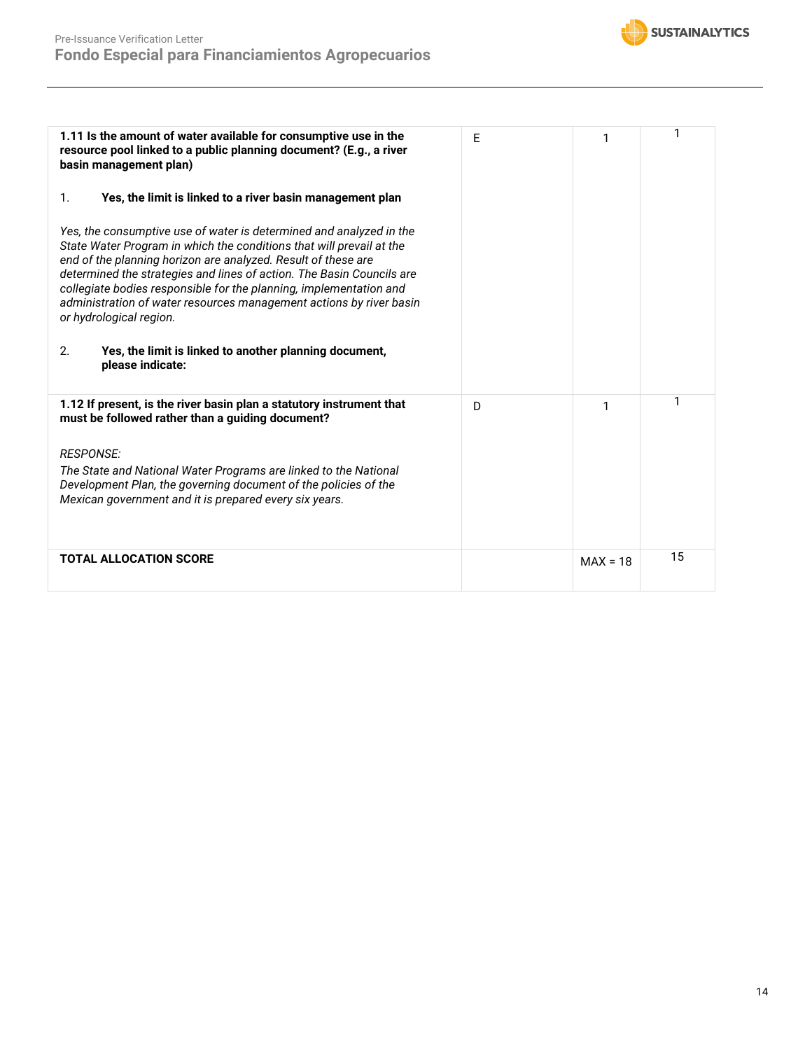| | | | |
|---|---|---|---|
| **1.11 Is the amount of water available for consumptive use in the resource pool linked to a public planning document? (E.g., a river basin management plan)**<br><br>1. **Yes, the limit is linked to a river basin management plan**<br><br>*Yes, the consumptive use of water is determined and analyzed in the State Water Program in which the conditions that will prevail at the end of the planning horizon are analyzed. Result of these are determined the strategies and lines of action. The Basin Councils are collegiate bodies responsible for the planning, implementation and administration of water resources management actions by river basin or hydrological region.*<br><br>2. **Yes, the limit is linked to another planning document, please indicate:** | E | 1 | 1 |
| **1.12 If present, is the river basin plan a statutory instrument that must be followed rather than a guiding document?**<br><br>*RESPONSE:*<br>*The State and National Water Programs are linked to the National Development Plan, the governing document of the policies of the Mexican government and it is prepared every six years.* | D | 1 | 1 |
| **TOTAL ALLOCATION SCORE** | | MAX = 18 | 15 |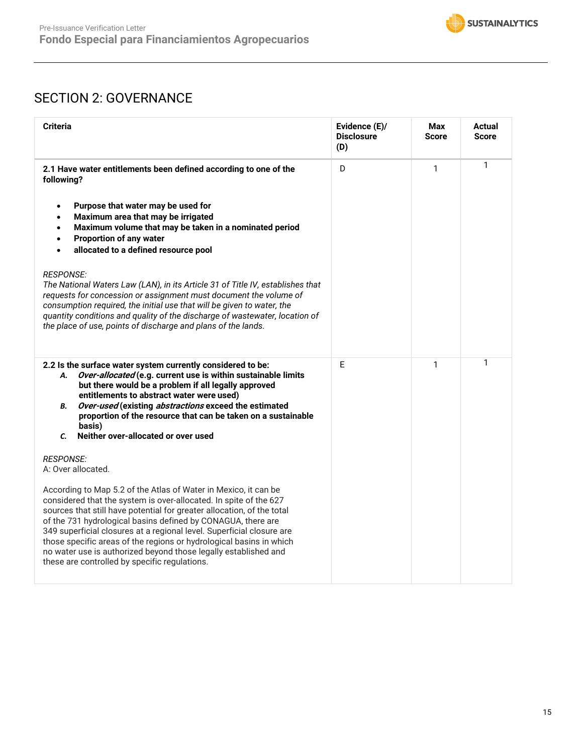## SECTION 2: GOVERNANCE

| Criteria | Evidence (E)/ Disclosure (D) | Max Score | Actual Score |
|---|---|---|---|
| **2.1 Have water entitlements been defined according to one of the following?**<br><br>• **Purpose that water may be used for**<br>• **Maximum area that may be irrigated**<br>• **Maximum volume that may be taken in a nominated period**<br>• **Proportion of any water**<br>• **allocated to a defined resource pool**<br><br>*RESPONSE:*<br>*The National Waters Law (LAN), in its Article 31 of Title IV, establishes that requests for concession or assignment must document the volume of consumption required, the initial use that will be given to water, the quantity conditions and quality of the discharge of wastewater, location of the place of use, points of discharge and plans of the lands.* | D | 1 | 1 |
| **2.2 Is the surface water system currently considered to be:**<br>***A.*** ***Over-allocated*** **(e.g. current use is within sustainable limits but there would be a problem if all legally approved entitlements to abstract water were used)**<br>***B.*** ***Over-used*** **(existing** ***abstractions*** **exceed the estimated proportion of the resource that can be taken on a sustainable basis)**<br>***C.*** **Neither over-allocated or over used**<br><br>*RESPONSE:*<br>A: Over allocated.<br><br>According to Map 5.2 of the Atlas of Water in Mexico, it can be considered that the system is over-allocated. In spite of the 627 sources that still have potential for greater allocation, of the total of the 731 hydrological basins defined by CONAGUA, there are 349 superficial closures at a regional level. Superficial closure are those specific areas of the regions or hydrological basins in which no water use is authorized beyond those legally established and these are controlled by specific regulations. | E | 1 | 1 |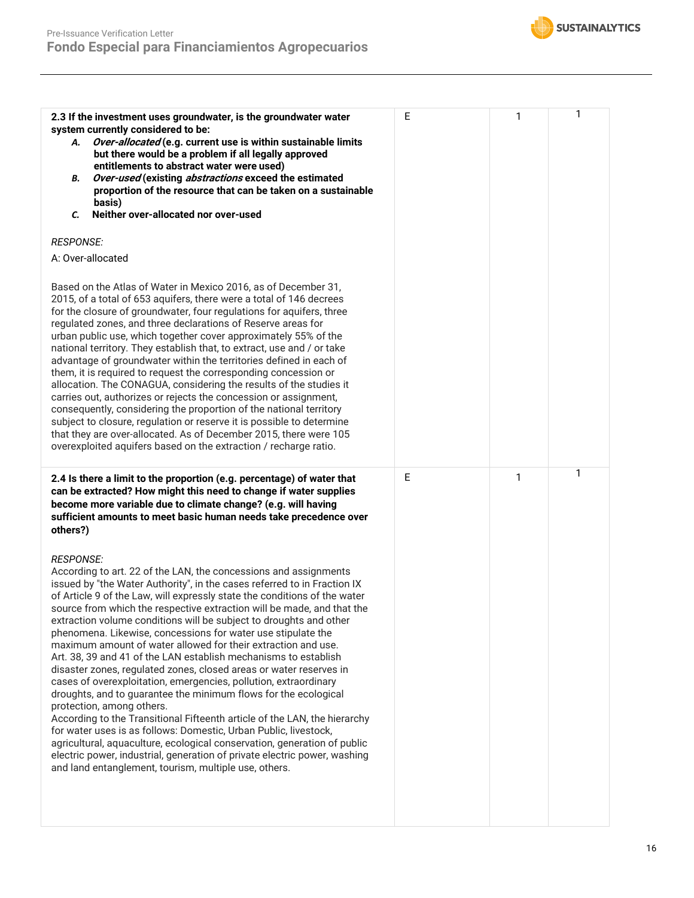| | | | |
|---|---|---|---|
| **2.3 If the investment uses groundwater, is the groundwater water system currently considered to be:**<br>***A.*** ***Over-allocated*** **(e.g. current use is within sustainable limits but there would be a problem if all legally approved entitlements to abstract water were used)**<br>***B.*** ***Over-used*** **(existing** ***abstractions*** **exceed the estimated proportion of the resource that can be taken on a sustainable basis)**<br>***C.*** **Neither over-allocated nor over-used**<br><br>*RESPONSE:*<br>A: Over-allocated<br><br>Based on the Atlas of Water in Mexico 2016, as of December 31, 2015, of a total of 653 aquifers, there were a total of 146 decrees for the closure of groundwater, four regulations for aquifers, three regulated zones, and three declarations of Reserve areas for urban public use, which together cover approximately 55% of the national territory. They establish that, to extract, use and / or take advantage of groundwater within the territories defined in each of them, it is required to request the corresponding concession or allocation. The CONAGUA, considering the results of the studies it carries out, authorizes or rejects the concession or assignment, consequently, considering the proportion of the national territory subject to closure, regulation or reserve it is possible to determine that they are over-allocated. As of December 2015, there were 105 overexploited aquifers based on the extraction / recharge ratio. | E | 1 | 1 |
| **2.4 Is there a limit to the proportion (e.g. percentage) of water that can be extracted? How might this need to change if water supplies become more variable due to climate change? (e.g. will having sufficient amounts to meet basic human needs take precedence over others?)**<br><br>*RESPONSE:*<br>According to art. 22 of the LAN, the concessions and assignments issued by "the Water Authority", in the cases referred to in Fraction IX of Article 9 of the Law, will expressly state the conditions of the water source from which the respective extraction will be made, and that the extraction volume conditions will be subject to droughts and other phenomena. Likewise, concessions for water use stipulate the maximum amount of water allowed for their extraction and use. Art. 38, 39 and 41 of the LAN establish mechanisms to establish disaster zones, regulated zones, closed areas or water reserves in cases of overexploitation, emergencies, pollution, extraordinary droughts, and to guarantee the minimum flows for the ecological protection, among others.<br>According to the Transitional Fifteenth article of the LAN, the hierarchy for water uses is as follows: Domestic, Urban Public, livestock, agricultural, aquaculture, ecological conservation, generation of public electric power, industrial, generation of private electric power, washing and land entanglement, tourism, multiple use, others. | E | 1 | 1 |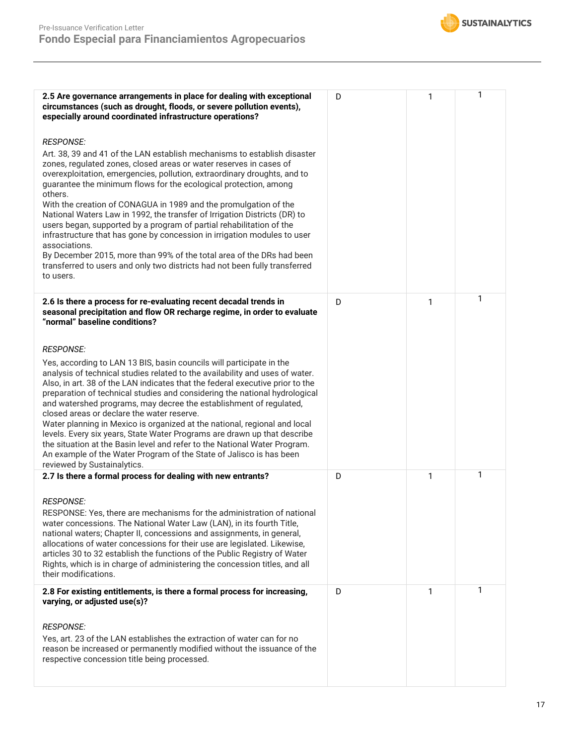| | | | |
|---|---|---|---|
| **2.5 Are governance arrangements in place for dealing with exceptional circumstances (such as drought, floods, or severe pollution events), especially around coordinated infrastructure operations?**<br><br>*RESPONSE:*<br>Art. 38, 39 and 41 of the LAN establish mechanisms to establish disaster zones, regulated zones, closed areas or water reserves in cases of overexploitation, emergencies, pollution, extraordinary droughts, and to guarantee the minimum flows for the ecological protection, among others.<br>With the creation of CONAGUA in 1989 and the promulgation of the National Waters Law in 1992, the transfer of Irrigation Districts (DR) to users began, supported by a program of partial rehabilitation of the infrastructure that has gone by concession in irrigation modules to user associations.<br>By December 2015, more than 99% of the total area of the DRs had been transferred to users and only two districts had not been fully transferred to users. | D | 1 | 1 |
| **2.6 Is there a process for re-evaluating recent decadal trends in seasonal precipitation and flow OR recharge regime, in order to evaluate "normal" baseline conditions?**<br><br>*RESPONSE:*<br>Yes, according to LAN 13 BIS, basin councils will participate in the analysis of technical studies related to the availability and uses of water. Also, in art. 38 of the LAN indicates that the federal executive prior to the preparation of technical studies and considering the national hydrological and watershed programs, may decree the establishment of regulated, closed areas or declare the water reserve.<br>Water planning in Mexico is organized at the national, regional and local levels. Every six years, State Water Programs are drawn up that describe the situation at the Basin level and refer to the National Water Program. An example of the Water Program of the State of Jalisco is has been reviewed by Sustainalytics. | D | 1 | 1 |
| **2.7 Is there a formal process for dealing with new entrants?**<br><br>*RESPONSE:*<br>RESPONSE: Yes, there are mechanisms for the administration of national water concessions. The National Water Law (LAN), in its fourth Title, national waters; Chapter II, concessions and assignments, in general, allocations of water concessions for their use are legislated. Likewise, articles 30 to 32 establish the functions of the Public Registry of Water Rights, which is in charge of administering the concession titles, and all their modifications. | D | 1 | 1 |
| **2.8 For existing entitlements, is there a formal process for increasing, varying, or adjusted use(s)?**<br><br>*RESPONSE:*<br>Yes, art. 23 of the LAN establishes the extraction of water can for no reason be increased or permanently modified without the issuance of the respective concession title being processed. | D | 1 | 1 |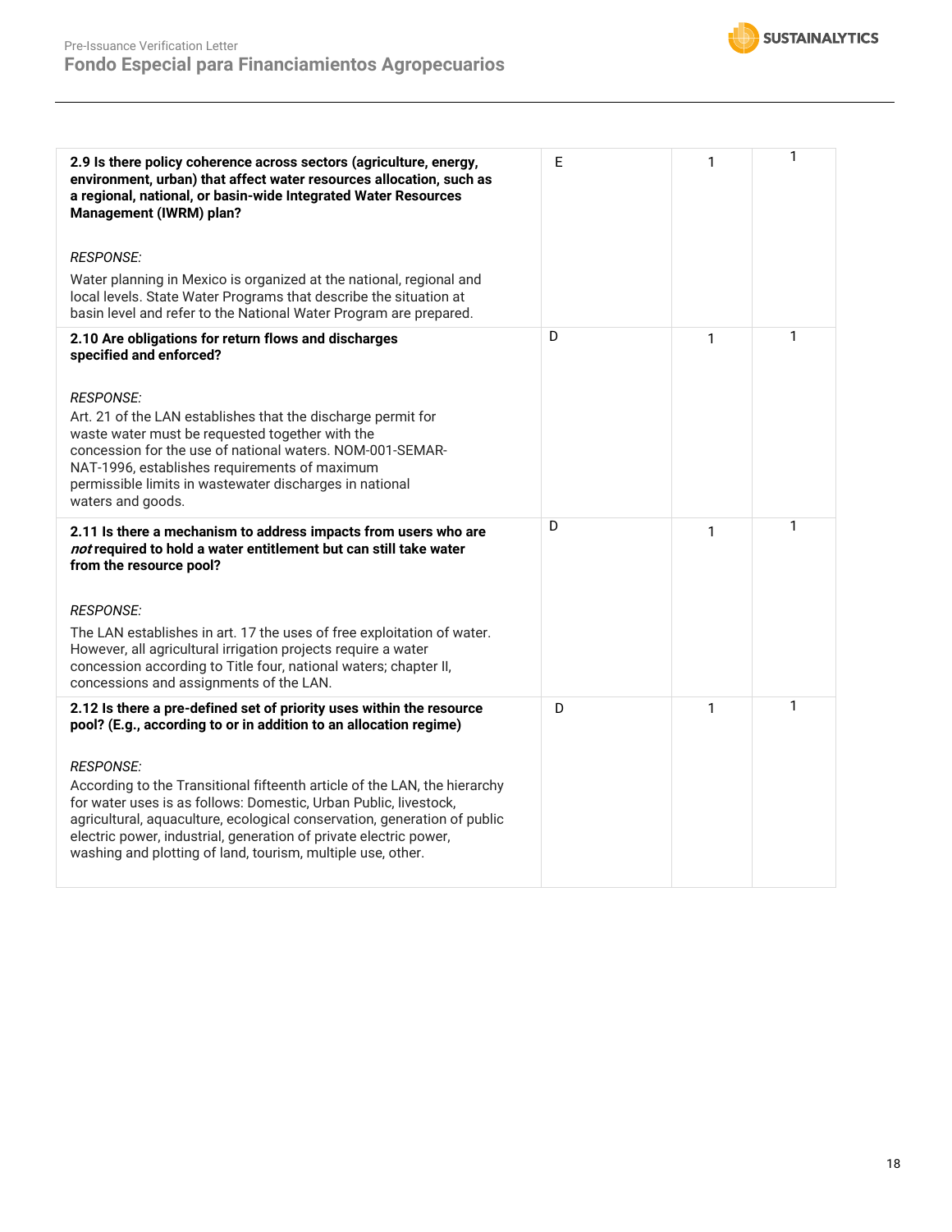| | | | |
|---|---|---|---|
| **2.9 Is there policy coherence across sectors (agriculture, energy, environment, urban) that affect water resources allocation, such as a regional, national, or basin-wide Integrated Water Resources Management (IWRM) plan?**<br><br>*RESPONSE:*<br>Water planning in Mexico is organized at the national, regional and local levels. State Water Programs that describe the situation at basin level and refer to the National Water Program are prepared. | E | 1 | 1 |
| **2.10 Are obligations for return flows and discharges specified and enforced?**<br><br>*RESPONSE:*<br>Art. 21 of the LAN establishes that the discharge permit for waste water must be requested together with the concession for the use of national waters. NOM-001-SEMAR-NAT-1996, establishes requirements of maximum permissible limits in wastewater discharges in national waters and goods. | D | 1 | 1 |
| **2.11 Is there a mechanism to address impacts from users who are *not* required to hold a water entitlement but can still take water from the resource pool?**<br><br>*RESPONSE:*<br>The LAN establishes in art. 17 the uses of free exploitation of water. However, all agricultural irrigation projects require a water concession according to Title four, national waters; chapter II, concessions and assignments of the LAN. | D | 1 | 1 |
| **2.12 Is there a pre-defined set of priority uses within the resource pool? (E.g., according to or in addition to an allocation regime)**<br><br>*RESPONSE:*<br>According to the Transitional fifteenth article of the LAN, the hierarchy for water uses is as follows: Domestic, Urban Public, livestock, agricultural, aquaculture, ecological conservation, generation of public electric power, industrial, generation of private electric power, washing and plotting of land, tourism, multiple use, other. | D | 1 | 1 |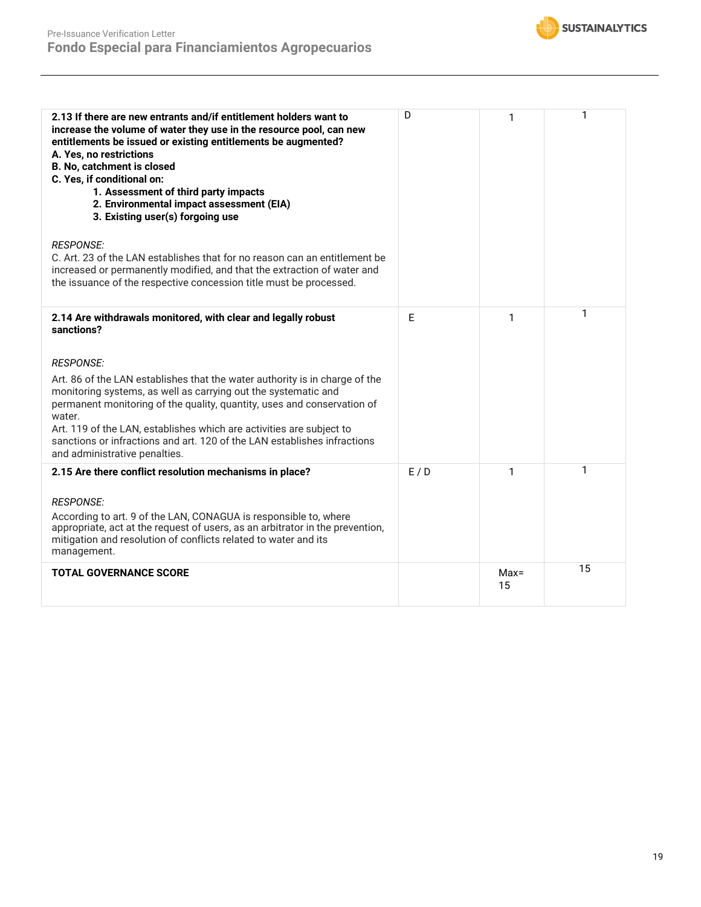| | | | |
|---|---|---|---|
| **2.13 If there are new entrants and/if entitlement holders want to increase the volume of water they use in the resource pool, can new entitlements be issued or existing entitlements be augmented?**<br>**A. Yes, no restrictions**<br>**B. No, catchment is closed**<br>**C. Yes, if conditional on:**<br>**1. Assessment of third party impacts**<br>**2. Environmental impact assessment (EIA)**<br>**3. Existing user(s) forgoing use**<br><br>*RESPONSE:*<br>C. Art. 23 of the LAN establishes that for no reason can an entitlement be increased or permanently modified, and that the extraction of water and the issuance of the respective concession title must be processed. | D | 1 | 1 |
| **2.14 Are withdrawals monitored, with clear and legally robust sanctions?**<br><br>*RESPONSE:*<br>Art. 86 of the LAN establishes that the water authority is in charge of the monitoring systems, as well as carrying out the systematic and permanent monitoring of the quality, quantity, uses and conservation of water.<br>Art. 119 of the LAN, establishes which are activities are subject to sanctions or infractions and art. 120 of the LAN establishes infractions and administrative penalties. | E | 1 | 1 |
| **2.15 Are there conflict resolution mechanisms in place?**<br><br>*RESPONSE:*<br>According to art. 9 of the LAN, CONAGUA is responsible to, where appropriate, act at the request of users, as an arbitrator in the prevention, mitigation and resolution of conflicts related to water and its management. | E / D | 1 | 1 |
| **TOTAL GOVERNANCE SCORE** | | Max= 15 | 15 |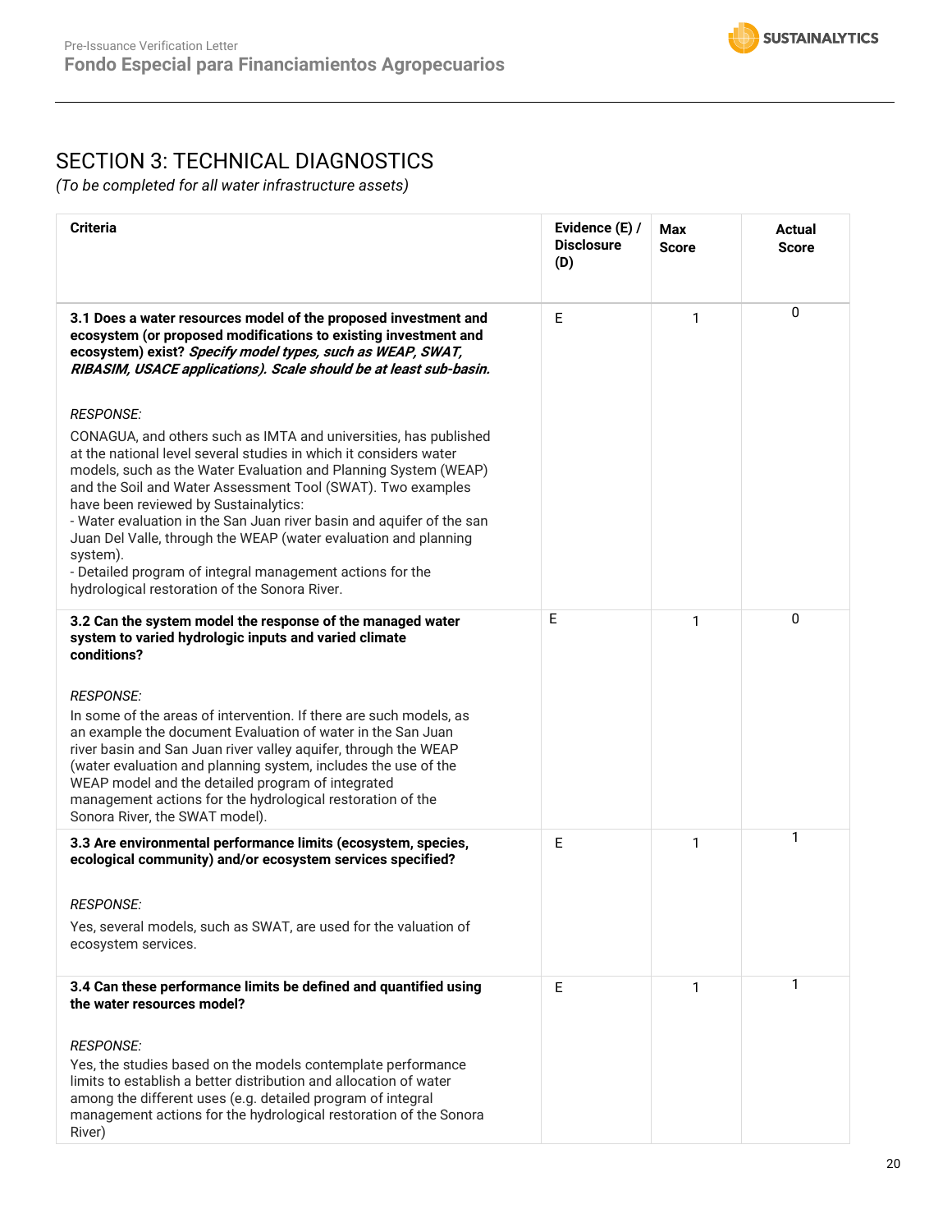## SECTION 3: TECHNICAL DIAGNOSTICS

*(To be completed for all water infrastructure assets)*

| Criteria | Evidence (E) / Disclosure (D) | Max Score | Actual Score |
|---|---|---|---|
| **3.1 Does a water resources model of the proposed investment and ecosystem (or proposed modifications to existing investment and ecosystem) exist? *Specify model types, such as WEAP, SWAT, RIBASIM, USACE applications). Scale should be at least sub-basin.***<br><br>*RESPONSE:*<br>CONAGUA, and others such as IMTA and universities, has published at the national level several studies in which it considers water models, such as the Water Evaluation and Planning System (WEAP) and the Soil and Water Assessment Tool (SWAT). Two examples have been reviewed by Sustainalytics:<br>- Water evaluation in the San Juan river basin and aquifer of the san Juan Del Valle, through the WEAP (water evaluation and planning system).<br>- Detailed program of integral management actions for the hydrological restoration of the Sonora River. | E | 1 | 0 |
| **3.2 Can the system model the response of the managed water system to varied hydrologic inputs and varied climate conditions?**<br><br>*RESPONSE:*<br>In some of the areas of intervention. If there are such models, as an example the document Evaluation of water in the San Juan river basin and San Juan river valley aquifer, through the WEAP (water evaluation and planning system, includes the use of the WEAP model and the detailed program of integrated management actions for the hydrological restoration of the Sonora River, the SWAT model). | E | 1 | 0 |
| **3.3 Are environmental performance limits (ecosystem, species, ecological community) and/or ecosystem services specified?**<br><br>*RESPONSE:*<br>Yes, several models, such as SWAT, are used for the valuation of ecosystem services. | E | 1 | 1 |
| **3.4 Can these performance limits be defined and quantified using the water resources model?**<br><br>*RESPONSE:*<br>Yes, the studies based on the models contemplate performance limits to establish a better distribution and allocation of water among the different uses (e.g. detailed program of integral management actions for the hydrological restoration of the Sonora River) | E | 1 | 1 |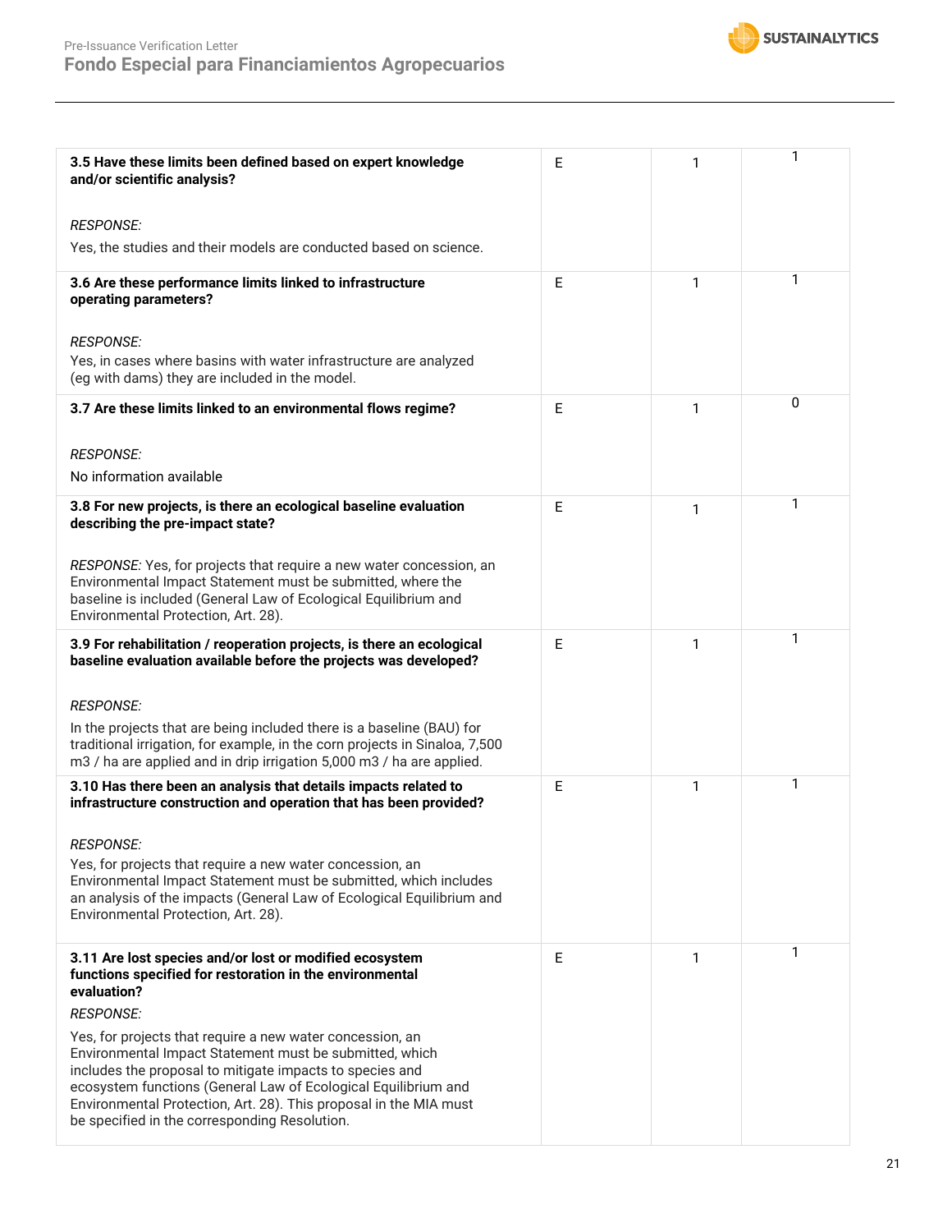| | | | |
|---|---|---|---|
| **3.5 Have these limits been defined based on expert knowledge and/or scientific analysis?**<br><br>*RESPONSE:*<br>Yes, the studies and their models are conducted based on science. | E | 1 | 1 |
| **3.6 Are these performance limits linked to infrastructure operating parameters?**<br><br>*RESPONSE:*<br>Yes, in cases where basins with water infrastructure are analyzed (eg with dams) they are included in the model. | E | 1 | 1 |
| **3.7 Are these limits linked to an environmental flows regime?**<br><br>*RESPONSE:*<br>No information available | E | 1 | 0 |
| **3.8 For new projects, is there an ecological baseline evaluation describing the pre-impact state?**<br><br>*RESPONSE:* Yes, for projects that require a new water concession, an Environmental Impact Statement must be submitted, where the baseline is included (General Law of Ecological Equilibrium and Environmental Protection, Art. 28). | E | 1 | 1 |
| **3.9 For rehabilitation / reoperation projects, is there an ecological baseline evaluation available before the projects was developed?**<br><br>*RESPONSE:*<br>In the projects that are being included there is a baseline (BAU) for traditional irrigation, for example, in the corn projects in Sinaloa, 7,500 m3 / ha are applied and in drip irrigation 5,000 m3 / ha are applied. | E | 1 | 1 |
| **3.10 Has there been an analysis that details impacts related to infrastructure construction and operation that has been provided?**<br><br>*RESPONSE:*<br>Yes, for projects that require a new water concession, an Environmental Impact Statement must be submitted, which includes an analysis of the impacts (General Law of Ecological Equilibrium and Environmental Protection, Art. 28). | E | 1 | 1 |
| **3.11 Are lost species and/or lost or modified ecosystem functions specified for restoration in the environmental evaluation?**<br><br>*RESPONSE:*<br>Yes, for projects that require a new water concession, an Environmental Impact Statement must be submitted, which includes the proposal to mitigate impacts to species and ecosystem functions (General Law of Ecological Equilibrium and Environmental Protection, Art. 28). This proposal in the MIA must be specified in the corresponding Resolution. | E | 1 | 1 |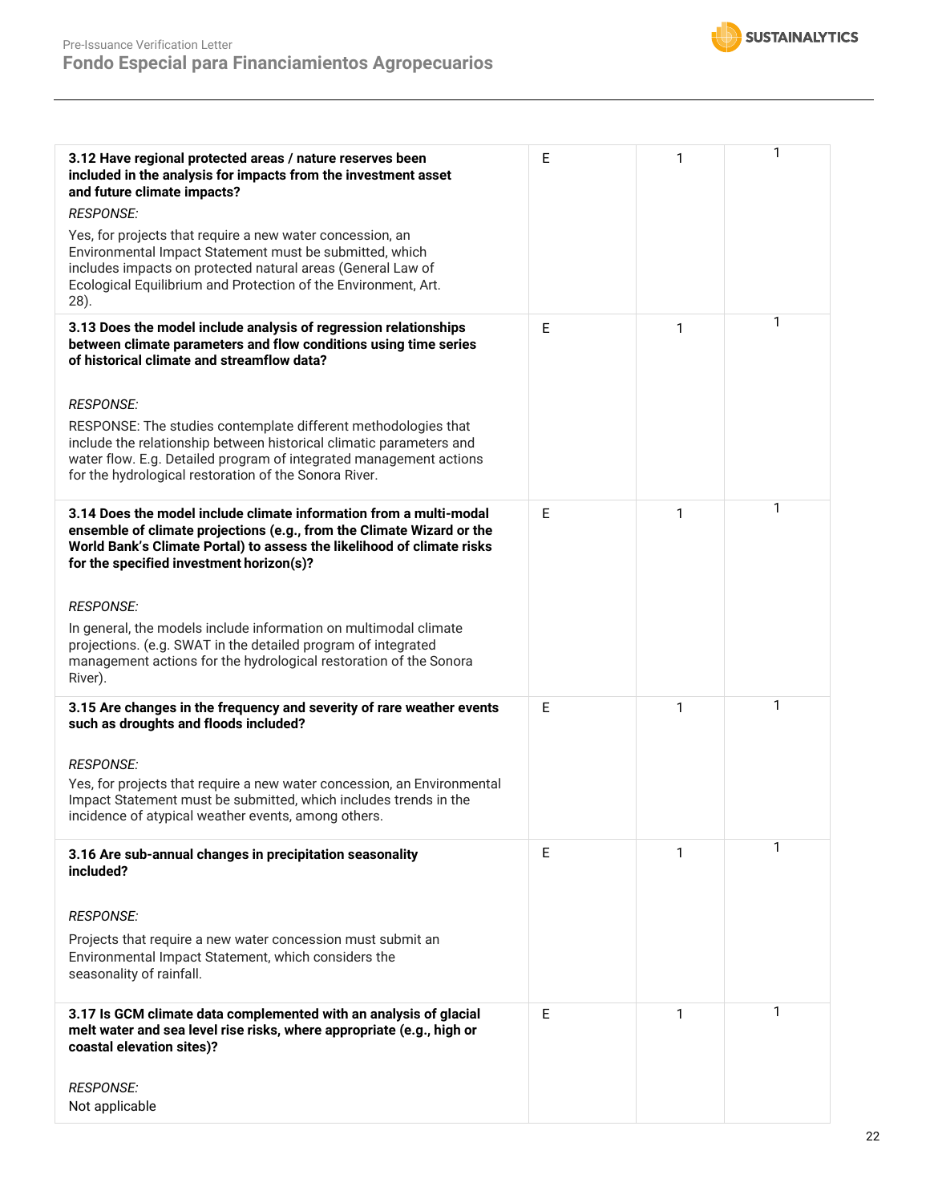| | | | |
|---|---|---|---|
| **3.12 Have regional protected areas / nature reserves been included in the analysis for impacts from the investment asset and future climate impacts?**<br><br>*RESPONSE:*<br><br>Yes, for projects that require a new water concession, an Environmental Impact Statement must be submitted, which includes impacts on protected natural areas (General Law of Ecological Equilibrium and Protection of the Environment, Art. 28). | E | 1 | 1 |
| **3.13 Does the model include analysis of regression relationships between climate parameters and flow conditions using time series of historical climate and streamflow data?**<br><br>*RESPONSE:*<br><br>RESPONSE: The studies contemplate different methodologies that include the relationship between historical climatic parameters and water flow. E.g. Detailed program of integrated management actions for the hydrological restoration of the Sonora River. | E | 1 | 1 |
| **3.14 Does the model include climate information from a multi-modal ensemble of climate projections (e.g., from the Climate Wizard or the World Bank's Climate Portal) to assess the likelihood of climate risks for the specified investment horizon(s)?**<br><br>*RESPONSE:*<br><br>In general, the models include information on multimodal climate projections. (e.g. SWAT in the detailed program of integrated management actions for the hydrological restoration of the Sonora River). | E | 1 | 1 |
| **3.15 Are changes in the frequency and severity of rare weather events such as droughts and floods included?**<br><br>*RESPONSE:*<br><br>Yes, for projects that require a new water concession, an Environmental Impact Statement must be submitted, which includes trends in the incidence of atypical weather events, among others. | E | 1 | 1 |
| **3.16 Are sub-annual changes in precipitation seasonality included?**<br><br>*RESPONSE:*<br><br>Projects that require a new water concession must submit an Environmental Impact Statement, which considers the seasonality of rainfall. | E | 1 | 1 |
| **3.17 Is GCM climate data complemented with an analysis of glacial melt water and sea level rise risks, where appropriate (e.g., high or coastal elevation sites)?**<br><br>*RESPONSE:*<br><br>Not applicable | E | 1 | 1 |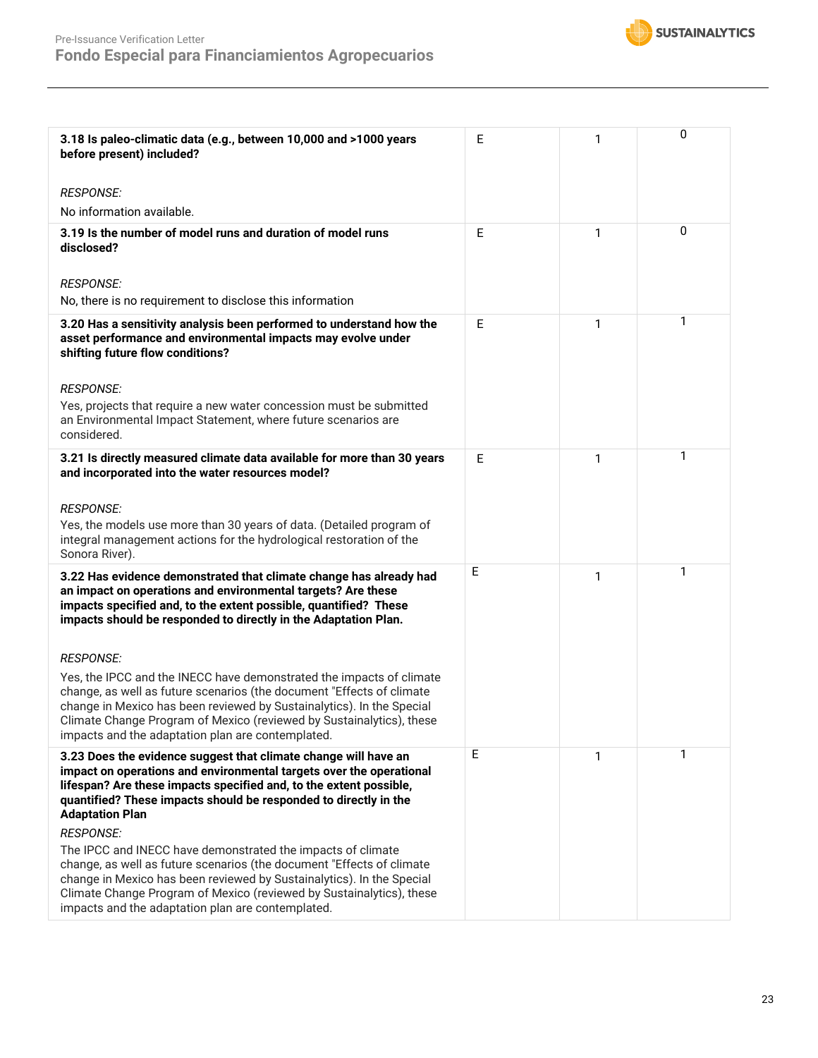| | | | |
|---|---|---|---|
| **3.18 Is paleo-climatic data (e.g., between 10,000 and >1000 years before present) included?**<br><br>*RESPONSE:*<br>No information available. | E | 1 | 0 |
| **3.19 Is the number of model runs and duration of model runs disclosed?**<br><br>*RESPONSE:*<br>No, there is no requirement to disclose this information | E | 1 | 0 |
| **3.20 Has a sensitivity analysis been performed to understand how the asset performance and environmental impacts may evolve under shifting future flow conditions?**<br><br>*RESPONSE:*<br>Yes, projects that require a new water concession must be submitted an Environmental Impact Statement, where future scenarios are considered. | E | 1 | 1 |
| **3.21 Is directly measured climate data available for more than 30 years and incorporated into the water resources model?**<br><br>*RESPONSE:*<br>Yes, the models use more than 30 years of data. (Detailed program of integral management actions for the hydrological restoration of the Sonora River). | E | 1 | 1 |
| **3.22 Has evidence demonstrated that climate change has already had an impact on operations and environmental targets? Are these impacts specified and, to the extent possible, quantified? These impacts should be responded to directly in the Adaptation Plan.**<br><br>*RESPONSE:*<br>Yes, the IPCC and the INECC have demonstrated the impacts of climate change, as well as future scenarios (the document "Effects of climate change in Mexico has been reviewed by Sustainalytics). In the Special Climate Change Program of Mexico (reviewed by Sustainalytics), these impacts and the adaptation plan are contemplated. | E | 1 | 1 |
| **3.23 Does the evidence suggest that climate change will have an impact on operations and environmental targets over the operational lifespan? Are these impacts specified and, to the extent possible, quantified? These impacts should be responded to directly in the Adaptation Plan**<br>*RESPONSE:*<br>The IPCC and INECC have demonstrated the impacts of climate change, as well as future scenarios (the document "Effects of climate change in Mexico has been reviewed by Sustainalytics). In the Special Climate Change Program of Mexico (reviewed by Sustainalytics), these impacts and the adaptation plan are contemplated. | E | 1 | 1 |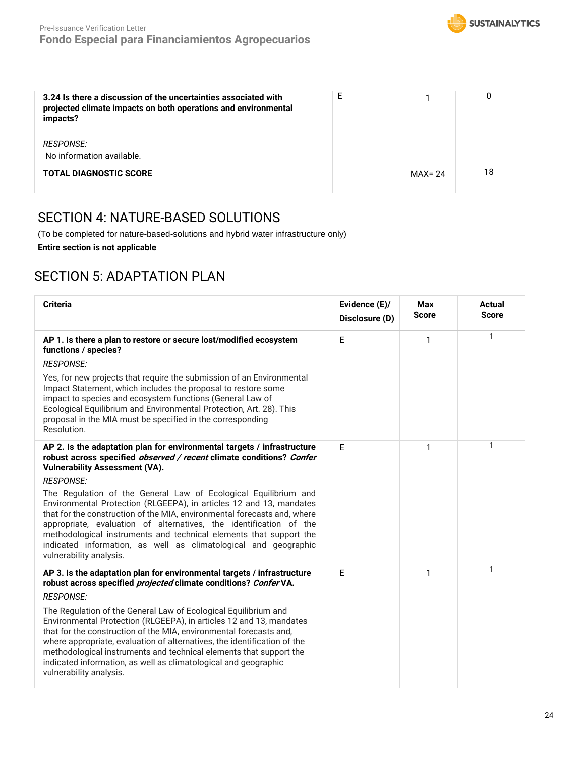| | | | |
|---|---|---|---|
| **3.24 Is there a discussion of the uncertainties associated with projected climate impacts on both operations and environmental impacts?**<br><br>*RESPONSE:*<br>No information available. | E | 1 | 0 |
| **TOTAL DIAGNOSTIC SCORE** | | MAX= 24 | 18 |

## SECTION 4: NATURE-BASED SOLUTIONS

(To be completed for nature-based-solutions and hybrid water infrastructure only)

**Entire section is not applicable**

## SECTION 5: ADAPTATION PLAN

| Criteria | Evidence (E)/ Disclosure (D) | Max Score | Actual Score |
|---|---|---|---|
| **AP 1. Is there a plan to restore or secure lost/modified ecosystem functions / species?**<br>*RESPONSE:*<br>Yes, for new projects that require the submission of an Environmental Impact Statement, which includes the proposal to restore some impact to species and ecosystem functions (General Law of Ecological Equilibrium and Environmental Protection, Art. 28). This proposal in the MIA must be specified in the corresponding Resolution. | E | 1 | 1 |
| **AP 2. Is the adaptation plan for environmental targets / infrastructure robust across specified *observed / recent* climate conditions? *Confer* Vulnerability Assessment (VA).**<br>*RESPONSE:*<br>The Regulation of the General Law of Ecological Equilibrium and Environmental Protection (RLGEEPA), in articles 12 and 13, mandates that for the construction of the MIA, environmental forecasts and, where appropriate, evaluation of alternatives, the identification of the methodological instruments and technical elements that support the indicated information, as well as climatological and geographic vulnerability analysis. | E | 1 | 1 |
| **AP 3. Is the adaptation plan for environmental targets / infrastructure robust across specified *projected* climate conditions? *Confer* VA.**<br>*RESPONSE:*<br>The Regulation of the General Law of Ecological Equilibrium and Environmental Protection (RLGEEPA), in articles 12 and 13, mandates that for the construction of the MIA, environmental forecasts and, where appropriate, evaluation of alternatives, the identification of the methodological instruments and technical elements that support the indicated information, as well as climatological and geographic vulnerability analysis. | E | 1 | 1 |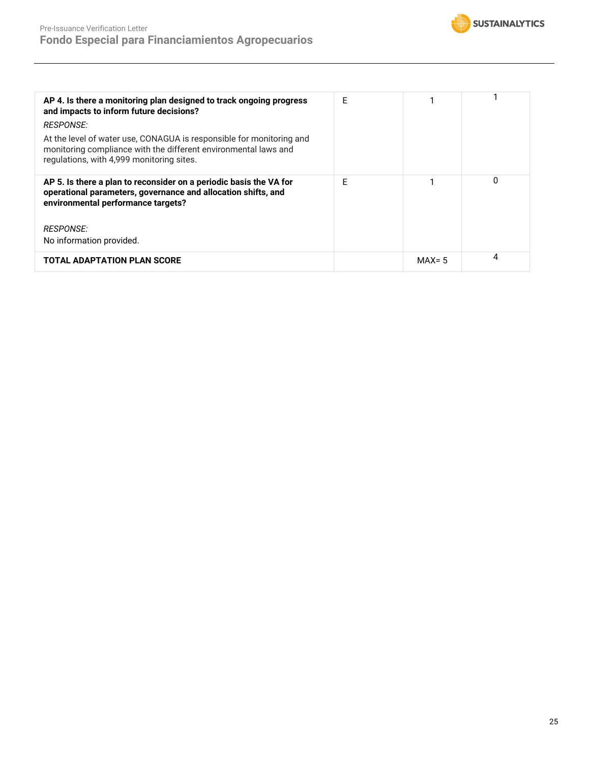| | | | |
|---|---|---|---|
| **AP 4. Is there a monitoring plan designed to track ongoing progress and impacts to inform future decisions?**<br>*RESPONSE:*<br>At the level of water use, CONAGUA is responsible for monitoring and monitoring compliance with the different environmental laws and regulations, with 4,999 monitoring sites. | E | 1 | 1 |
| **AP 5. Is there a plan to reconsider on a periodic basis the VA for operational parameters, governance and allocation shifts, and environmental performance targets?**<br>*RESPONSE:*<br>No information provided. | E | 1 | 0 |
| **TOTAL ADAPTATION PLAN SCORE** | | MAX= 5 | 4 |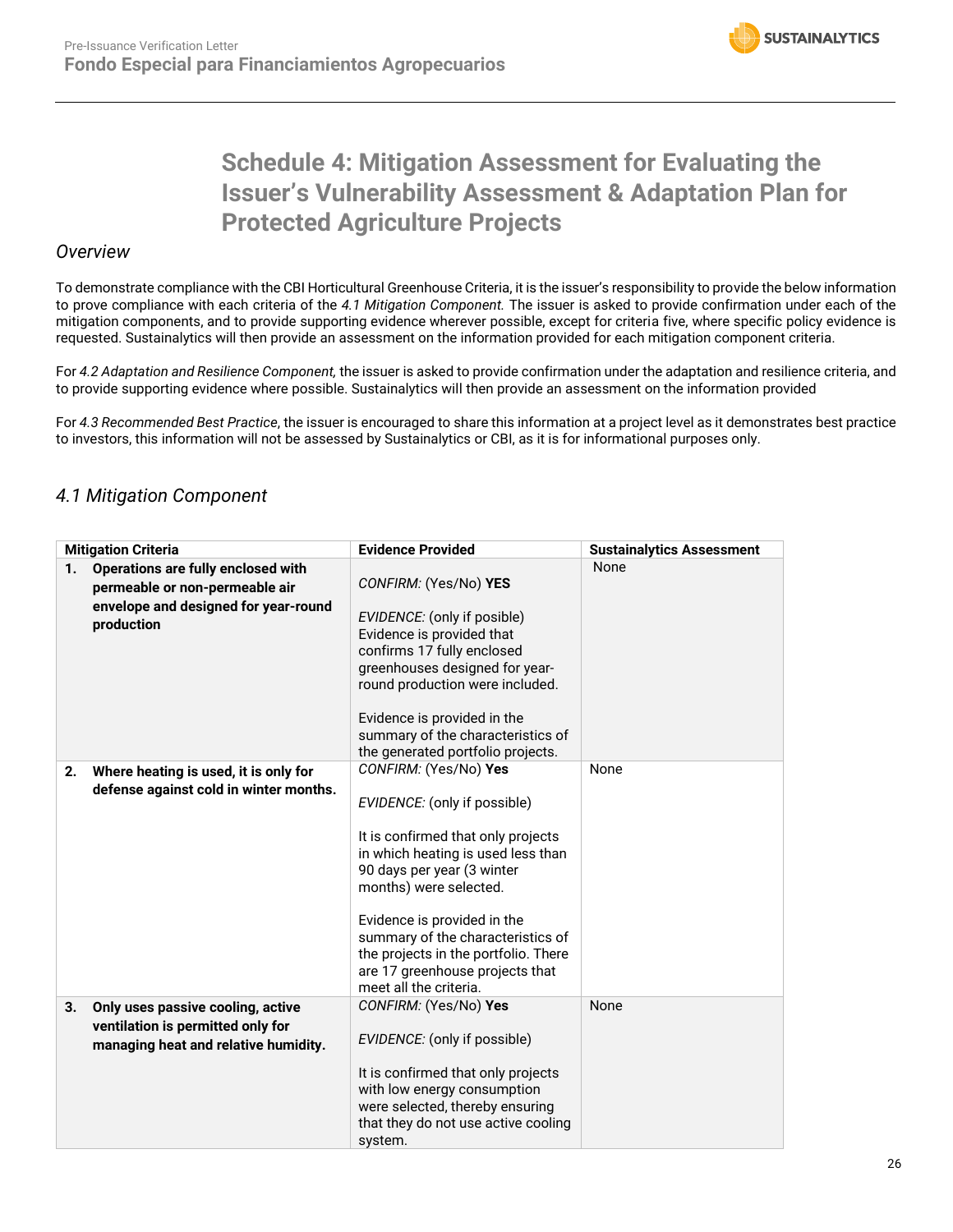# Schedule 4: Mitigation Assessment for Evaluating the Issuer's Vulnerability Assessment & Adaptation Plan for Protected Agriculture Projects

## *Overview*

To demonstrate compliance with the CBI Horticultural Greenhouse Criteria, it is the issuer's responsibility to provide the below information to prove compliance with each criteria of the *4.1 Mitigation Component.* The issuer is asked to provide confirmation under each of the mitigation components, and to provide supporting evidence wherever possible, except for criteria five, where specific policy evidence is requested. Sustainalytics will then provide an assessment on the information provided for each mitigation component criteria.

For *4.2 Adaptation and Resilience Component,* the issuer is asked to provide confirmation under the adaptation and resilience criteria, and to provide supporting evidence where possible. Sustainalytics will then provide an assessment on the information provided

For *4.3 Recommended Best Practice*, the issuer is encouraged to share this information at a project level as it demonstrates best practice to investors, this information will not be assessed by Sustainalytics or CBI, as it is for informational purposes only.

## *4.1 Mitigation Component*

| Mitigation Criteria | Evidence Provided | Sustainalytics Assessment |
|---|---|---|
| **1. Operations are fully enclosed with permeable or non-permeable air envelope and designed for year-round production** | *CONFIRM:* (Yes/No) **YES**<br><br>*EVIDENCE:* (only if posible)<br>Evidence is provided that confirms 17 fully enclosed greenhouses designed for year-round production were included.<br><br>Evidence is provided in the summary of the characteristics of the generated portfolio projects. | None |
| **2. Where heating is used, it is only for defense against cold in winter months.** | *CONFIRM:* (Yes/No) **Yes**<br><br>*EVIDENCE:* (only if possible)<br><br>It is confirmed that only projects in which heating is used less than 90 days per year (3 winter months) were selected.<br><br>Evidence is provided in the summary of the characteristics of the projects in the portfolio. There are 17 greenhouse projects that meet all the criteria. | None |
| **3. Only uses passive cooling, active ventilation is permitted only for managing heat and relative humidity.** | *CONFIRM:* (Yes/No) **Yes**<br><br>*EVIDENCE:* (only if possible)<br><br>It is confirmed that only projects with low energy consumption were selected, thereby ensuring that they do not use active cooling system. | None |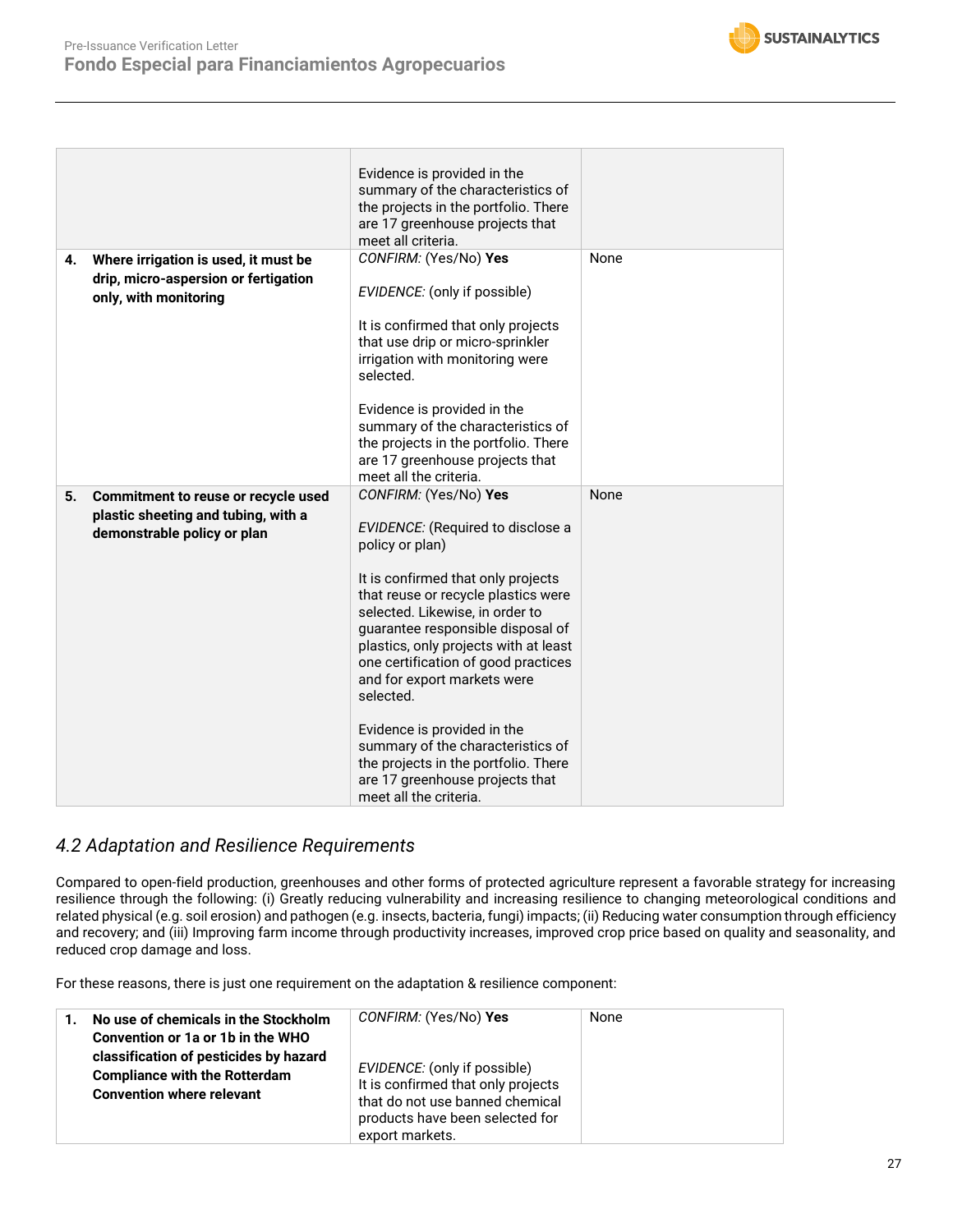| | | |
|---|---|---|
| | Evidence is provided in the summary of the characteristics of the projects in the portfolio. There are 17 greenhouse projects that meet all criteria. | |
| **4.** **Where irrigation is used, it must be drip, micro-aspersion or fertigation only, with monitoring** | *CONFIRM:* (Yes/No) **Yes**<br><br>*EVIDENCE:* (only if possible)<br><br>It is confirmed that only projects that use drip or micro-sprinkler irrigation with monitoring were selected.<br><br>Evidence is provided in the summary of the characteristics of the projects in the portfolio. There are 17 greenhouse projects that meet all the criteria. | None |
| **5.** **Commitment to reuse or recycle used plastic sheeting and tubing, with a demonstrable policy or plan** | *CONFIRM:* (Yes/No) **Yes**<br><br>*EVIDENCE:* (Required to disclose a policy or plan)<br><br>It is confirmed that only projects that reuse or recycle plastics were selected. Likewise, in order to guarantee responsible disposal of plastics, only projects with at least one certification of good practices and for export markets were selected.<br><br>Evidence is provided in the summary of the characteristics of the projects in the portfolio. There are 17 greenhouse projects that meet all the criteria. | None |

## *4.2 Adaptation and Resilience Requirements*

Compared to open-field production, greenhouses and other forms of protected agriculture represent a favorable strategy for increasing resilience through the following: (i) Greatly reducing vulnerability and increasing resilience to changing meteorological conditions and related physical (e.g. soil erosion) and pathogen (e.g. insects, bacteria, fungi) impacts; (ii) Reducing water consumption through efficiency and recovery; and (iii) Improving farm income through productivity increases, improved crop price based on quality and seasonality, and reduced crop damage and loss.

For these reasons, there is just one requirement on the adaptation & resilience component:

| | | |
|---|---|---|
| **1.** **No use of chemicals in the Stockholm Convention or 1a or 1b in the WHO classification of pesticides by hazard Compliance with the Rotterdam Convention where relevant** | *CONFIRM:* (Yes/No) **Yes**<br><br>*EVIDENCE:* (only if possible)<br>It is confirmed that only projects that do not use banned chemical products have been selected for export markets. | None |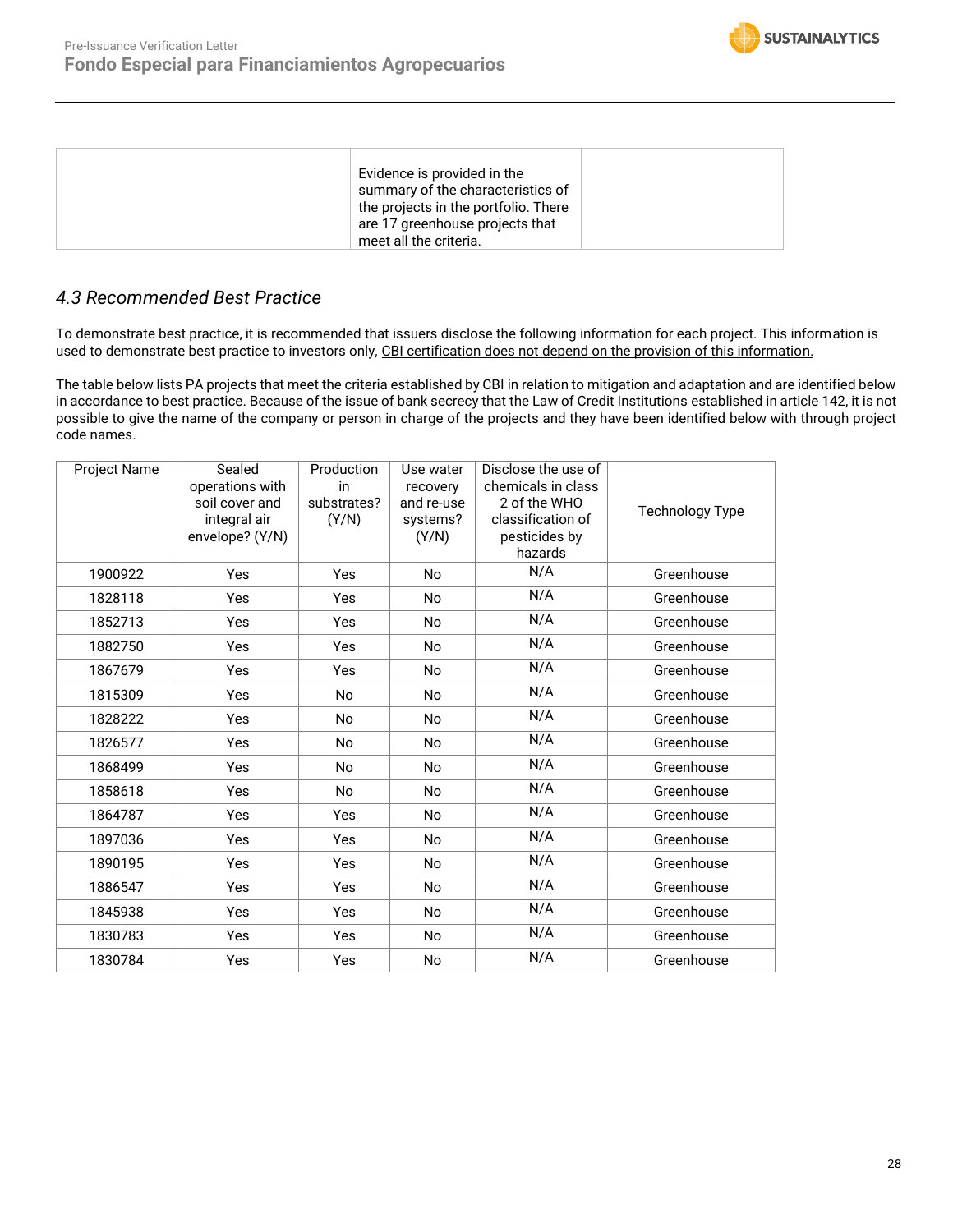|  | Evidence is provided in the summary of the characteristics of the projects in the portfolio. There are 17 greenhouse projects that meet all the criteria. |  |
|---|---|---|

### 4.3 Recommended Best Practice

To demonstrate best practice, it is recommended that issuers disclose the following information for each project. This information is used to demonstrate best practice to investors only, CBI certification does not depend on the provision of this information.

The table below lists PA projects that meet the criteria established by CBI in relation to mitigation and adaptation and are identified below in accordance to best practice. Because of the issue of bank secrecy that the Law of Credit Institutions established in article 142, it is not possible to give the name of the company or person in charge of the projects and they have been identified below with through project code names.

| Project Name | Sealed operations with soil cover and integral air envelope? (Y/N) | Production in substrates? (Y/N) | Use water recovery and re-use systems? (Y/N) | Disclose the use of chemicals in class 2 of the WHO classification of pesticides by hazards | Technology Type |
|---|---|---|---|---|---|
| 1900922 | Yes | Yes | No | N/A | Greenhouse |
| 1828118 | Yes | Yes | No | N/A | Greenhouse |
| 1852713 | Yes | Yes | No | N/A | Greenhouse |
| 1882750 | Yes | Yes | No | N/A | Greenhouse |
| 1867679 | Yes | Yes | No | N/A | Greenhouse |
| 1815309 | Yes | No | No | N/A | Greenhouse |
| 1828222 | Yes | No | No | N/A | Greenhouse |
| 1826577 | Yes | No | No | N/A | Greenhouse |
| 1868499 | Yes | No | No | N/A | Greenhouse |
| 1858618 | Yes | No | No | N/A | Greenhouse |
| 1864787 | Yes | Yes | No | N/A | Greenhouse |
| 1897036 | Yes | Yes | No | N/A | Greenhouse |
| 1890195 | Yes | Yes | No | N/A | Greenhouse |
| 1886547 | Yes | Yes | No | N/A | Greenhouse |
| 1845938 | Yes | Yes | No | N/A | Greenhouse |
| 1830783 | Yes | Yes | No | N/A | Greenhouse |
| 1830784 | Yes | Yes | No | N/A | Greenhouse |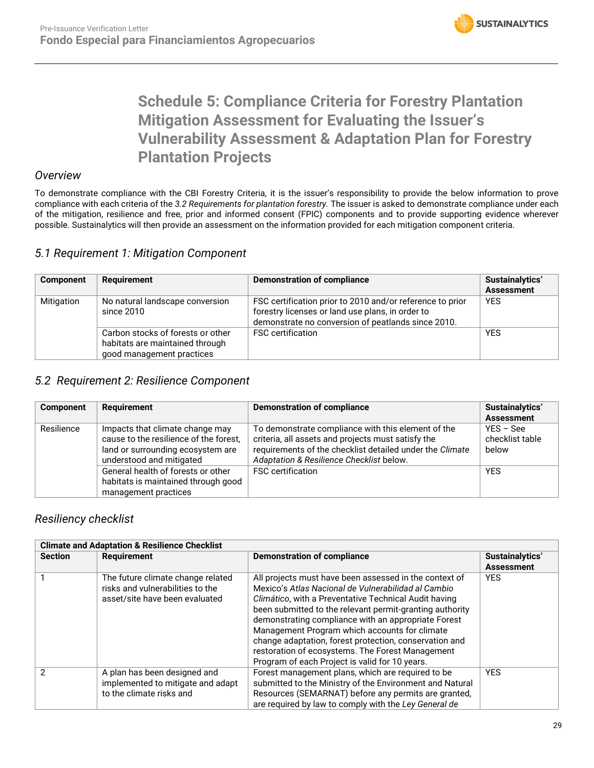# Schedule 5: Compliance Criteria for Forestry Plantation Mitigation Assessment for Evaluating the Issuer's Vulnerability Assessment & Adaptation Plan for Forestry Plantation Projects

### *Overview*

To demonstrate compliance with the CBI Forestry Criteria, it is the issuer's responsibility to provide the below information to prove compliance with each criteria of the *3.2 Requirements for plantation forestry*. The issuer is asked to demonstrate compliance under each of the mitigation, resilience and free, prior and informed consent (FPIC) components and to provide supporting evidence wherever possible. Sustainalytics will then provide an assessment on the information provided for each mitigation component criteria.

## *5.1 Requirement 1: Mitigation Component*

| Component | Requirement | Demonstration of compliance | Sustainalytics' Assessment |
|---|---|---|---|
| Mitigation | No natural landscape conversion since 2010 | FSC certification prior to 2010 and/or reference to prior forestry licenses or land use plans, in order to demonstrate no conversion of peatlands since 2010. | YES |
| | Carbon stocks of forests or other habitats are maintained through good management practices | FSC certification | YES |

## *5.2 Requirement 2: Resilience Component*

| Component | Requirement | Demonstration of compliance | Sustainalytics' Assessment |
|---|---|---|---|
| Resilience | Impacts that climate change may cause to the resilience of the forest, land or surrounding ecosystem are understood and mitigated | To demonstrate compliance with this element of the criteria, all assets and projects must satisfy the requirements of the checklist detailed under the *Climate Adaptation & Resilience Checklist* below. | YES – See checklist table below |
| | General health of forests or other habitats is maintained through good management practices | FSC certification | YES |

## *Resiliency checklist*

| **Climate and Adaptation & Resilience Checklist** | | | |
|---|---|---|---|
| **Section** | **Requirement** | **Demonstration of compliance** | **Sustainalytics' Assessment** |
| 1 | The future climate change related risks and vulnerabilities to the asset/site have been evaluated | All projects must have been assessed in the context of Mexico's *Atlas Nacional de Vulnerabilidad al Cambio Climático*, with a Preventative Technical Audit having been submitted to the relevant permit-granting authority demonstrating compliance with an appropriate Forest Management Program which accounts for climate change adaptation, forest protection, conservation and restoration of ecosystems. The Forest Management Program of each Project is valid for 10 years. | YES |
| 2 | A plan has been designed and implemented to mitigate and adapt to the climate risks and | Forest management plans, which are required to be submitted to the Ministry of the Environment and Natural Resources (SEMARNAT) before any permits are granted, are required by law to comply with the *Ley General de* | YES |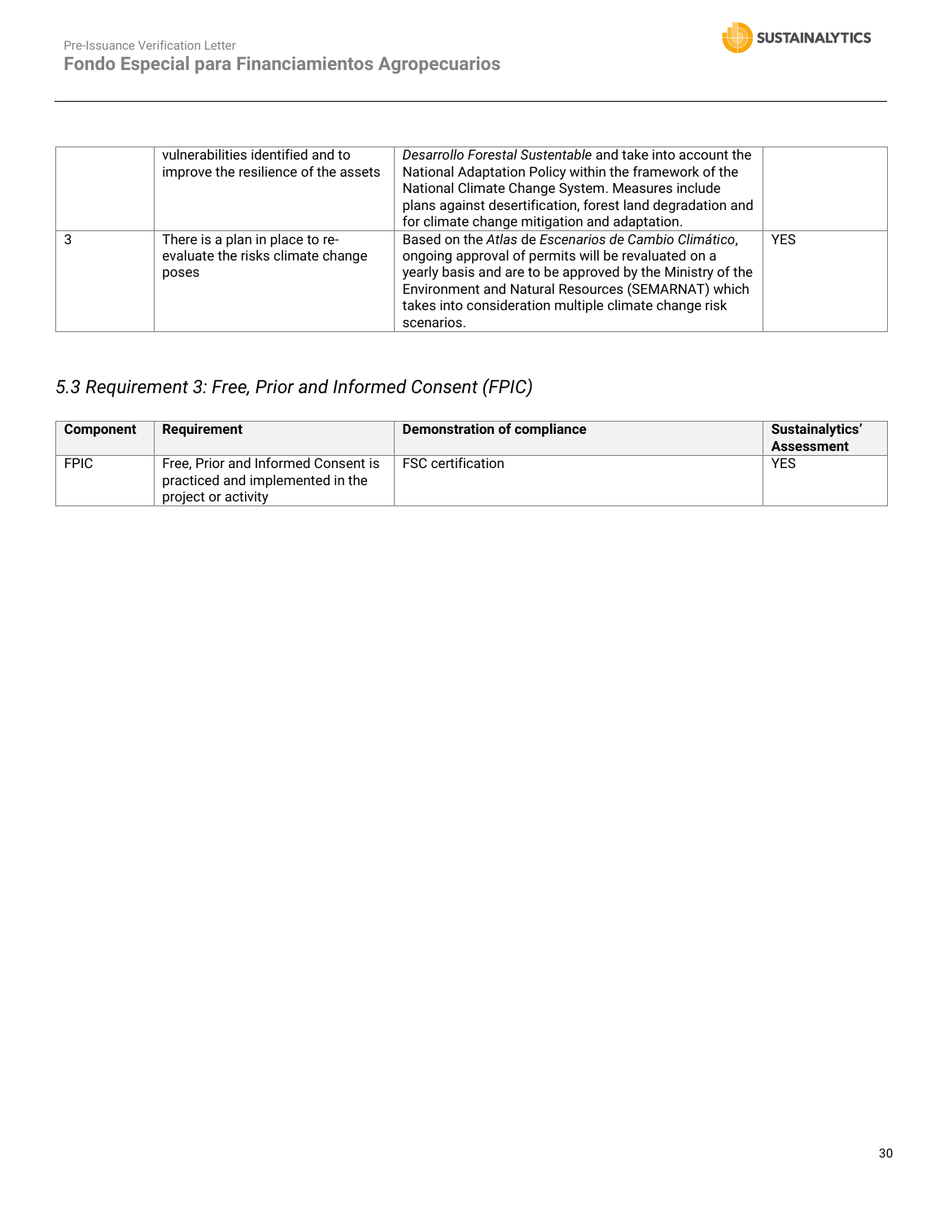| | | | |
|---|---|---|---|
| | vulnerabilities identified and to improve the resilience of the assets | *Desarrollo Forestal Sustentable* and take into account the National Adaptation Policy within the framework of the National Climate Change System. Measures include plans against desertification, forest land degradation and for climate change mitigation and adaptation. | |
| 3 | There is a plan in place to re-evaluate the risks climate change poses | Based on the *Atlas de Escenarios de Cambio Climático*, ongoing approval of permits will be revaluated on a yearly basis and are to be approved by the Ministry of the Environment and Natural Resources (SEMARNAT) which takes into consideration multiple climate change risk scenarios. | YES |

### *5.3 Requirement 3: Free, Prior and Informed Consent (FPIC)*

| Component | Requirement | Demonstration of compliance | Sustainalytics' Assessment |
|---|---|---|---|
| FPIC | Free, Prior and Informed Consent is practiced and implemented in the project or activity | FSC certification | YES |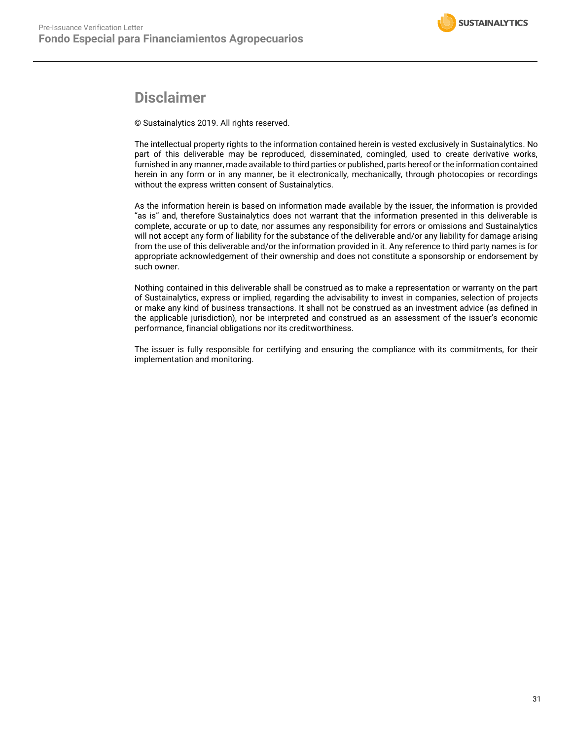# Disclaimer

© Sustainalytics 2019. All rights reserved.

The intellectual property rights to the information contained herein is vested exclusively in Sustainalytics. No part of this deliverable may be reproduced, disseminated, comingled, used to create derivative works, furnished in any manner, made available to third parties or published, parts hereof or the information contained herein in any form or in any manner, be it electronically, mechanically, through photocopies or recordings without the express written consent of Sustainalytics.

As the information herein is based on information made available by the issuer, the information is provided "as is" and, therefore Sustainalytics does not warrant that the information presented in this deliverable is complete, accurate or up to date, nor assumes any responsibility for errors or omissions and Sustainalytics will not accept any form of liability for the substance of the deliverable and/or any liability for damage arising from the use of this deliverable and/or the information provided in it. Any reference to third party names is for appropriate acknowledgement of their ownership and does not constitute a sponsorship or endorsement by such owner.

Nothing contained in this deliverable shall be construed as to make a representation or warranty on the part of Sustainalytics, express or implied, regarding the advisability to invest in companies, selection of projects or make any kind of business transactions. It shall not be construed as an investment advice (as defined in the applicable jurisdiction), nor be interpreted and construed as an assessment of the issuer's economic performance, financial obligations nor its creditworthiness.

The issuer is fully responsible for certifying and ensuring the compliance with its commitments, for their implementation and monitoring.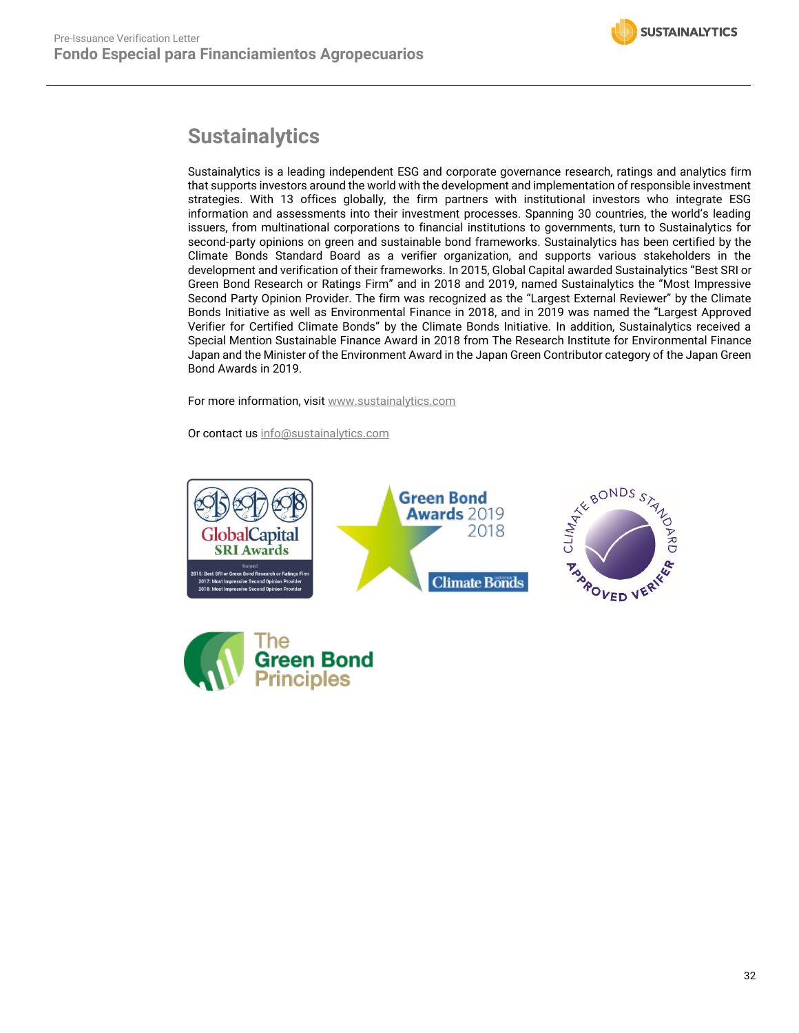# Sustainalytics

Sustainalytics is a leading independent ESG and corporate governance research, ratings and analytics firm that supports investors around the world with the development and implementation of responsible investment strategies. With 13 offices globally, the firm partners with institutional investors who integrate ESG information and assessments into their investment processes. Spanning 30 countries, the world's leading issuers, from multinational corporations to financial institutions to governments, turn to Sustainalytics for second-party opinions on green and sustainable bond frameworks. Sustainalytics has been certified by the Climate Bonds Standard Board as a verifier organization, and supports various stakeholders in the development and verification of their frameworks. In 2015, Global Capital awarded Sustainalytics "Best SRI or Green Bond Research or Ratings Firm" and in 2018 and 2019, named Sustainalytics the "Most Impressive Second Party Opinion Provider. The firm was recognized as the "Largest External Reviewer" by the Climate Bonds Initiative as well as Environmental Finance in 2018, and in 2019 was named the "Largest Approved Verifier for Certified Climate Bonds" by the Climate Bonds Initiative. In addition, Sustainalytics received a Special Mention Sustainable Finance Award in 2018 from The Research Institute for Environmental Finance Japan and the Minister of the Environment Award in the Japan Green Contributor category of the Japan Green Bond Awards in 2019.

For more information, visit www.sustainalytics.com

Or contact us info@sustainalytics.com